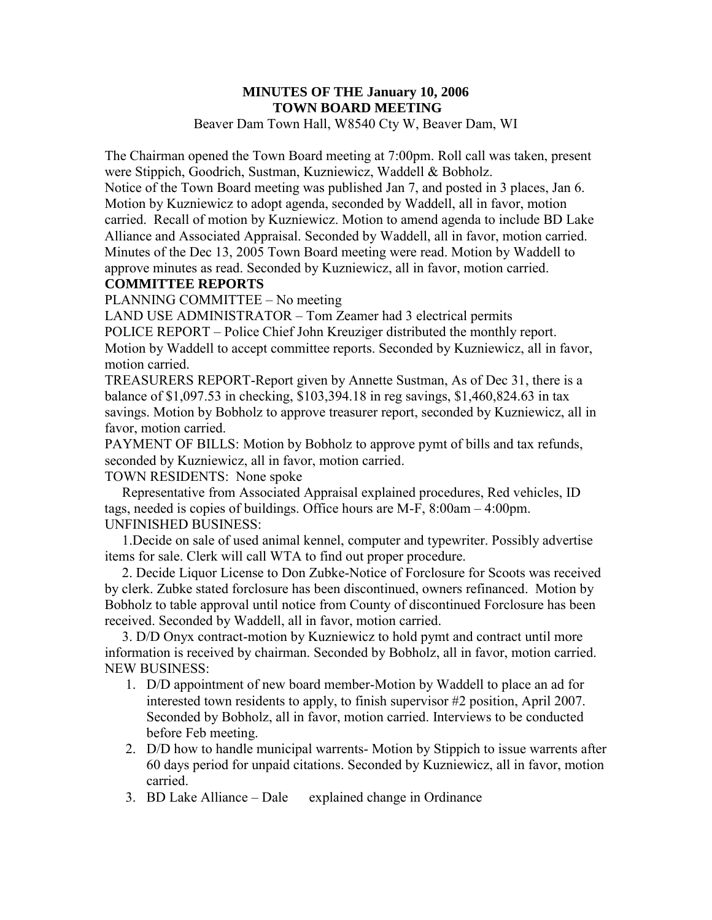**MINUTES OF THE January 10, 2006**
**TOWN BOARD MEETING**

Beaver Dam Town Hall, W8540 Cty W, Beaver Dam, WI

The Chairman opened the Town Board meeting at 7:00pm. Roll call was taken, present were Stippich, Goodrich, Sustman, Kuzniewicz, Waddell & Bobholz.
Notice of the Town Board meeting was published Jan 7, and posted in 3 places, Jan 6.
Motion by Kuzniewicz to adopt agenda, seconded by Waddell, all in favor, motion carried. Recall of motion by Kuzniewicz. Motion to amend agenda to include BD Lake Alliance and Associated Appraisal. Seconded by Waddell, all in favor, motion carried.
Minutes of the Dec 13, 2005 Town Board meeting were read. Motion by Waddell to approve minutes as read. Seconded by Kuzniewicz, all in favor, motion carried.

**COMMITTEE REPORTS**

PLANNING COMMITTEE – No meeting
LAND USE ADMINISTRATOR – Tom Zeamer had 3 electrical permits
POLICE REPORT – Police Chief John Kreuziger distributed the monthly report.
Motion by Waddell to accept committee reports. Seconded by Kuzniewicz, all in favor, motion carried.
TREASURERS REPORT-Report given by Annette Sustman, As of Dec 31, there is a balance of $1,097.53 in checking, $103,394.18 in reg savings, $1,460,824.63 in tax savings. Motion by Bobholz to approve treasurer report, seconded by Kuzniewicz, all in favor, motion carried.
PAYMENT OF BILLS: Motion by Bobholz to approve pymt of bills and tax refunds, seconded by Kuzniewicz, all in favor, motion carried.
TOWN RESIDENTS: None spoke

Representative from Associated Appraisal explained procedures, Red vehicles, ID tags, needed is copies of buildings. Office hours are M-F, 8:00am – 4:00pm.

UNFINISHED BUSINESS:

1.Decide on sale of used animal kennel, computer and typewriter. Possibly advertise items for sale. Clerk will call WTA to find out proper procedure.

2. Decide Liquor License to Don Zubke-Notice of Forclosure for Scoots was received by clerk. Zubke stated forclosure has been discontinued, owners refinanced. Motion by Bobholz to table approval until notice from County of discontinued Forclosure has been received. Seconded by Waddell, all in favor, motion carried.

3. D/D Onyx contract-motion by Kuzniewicz to hold pymt and contract until more information is received by chairman. Seconded by Bobholz, all in favor, motion carried.

NEW BUSINESS:

1. D/D appointment of new board member-Motion by Waddell to place an ad for interested town residents to apply, to finish supervisor #2 position, April 2007. Seconded by Bobholz, all in favor, motion carried. Interviews to be conducted before Feb meeting.
2. D/D how to handle municipal warrents- Motion by Stippich to issue warrents after 60 days period for unpaid citations. Seconded by Kuzniewicz, all in favor, motion carried.
3. BD Lake Alliance – Dale explained change in Ordinance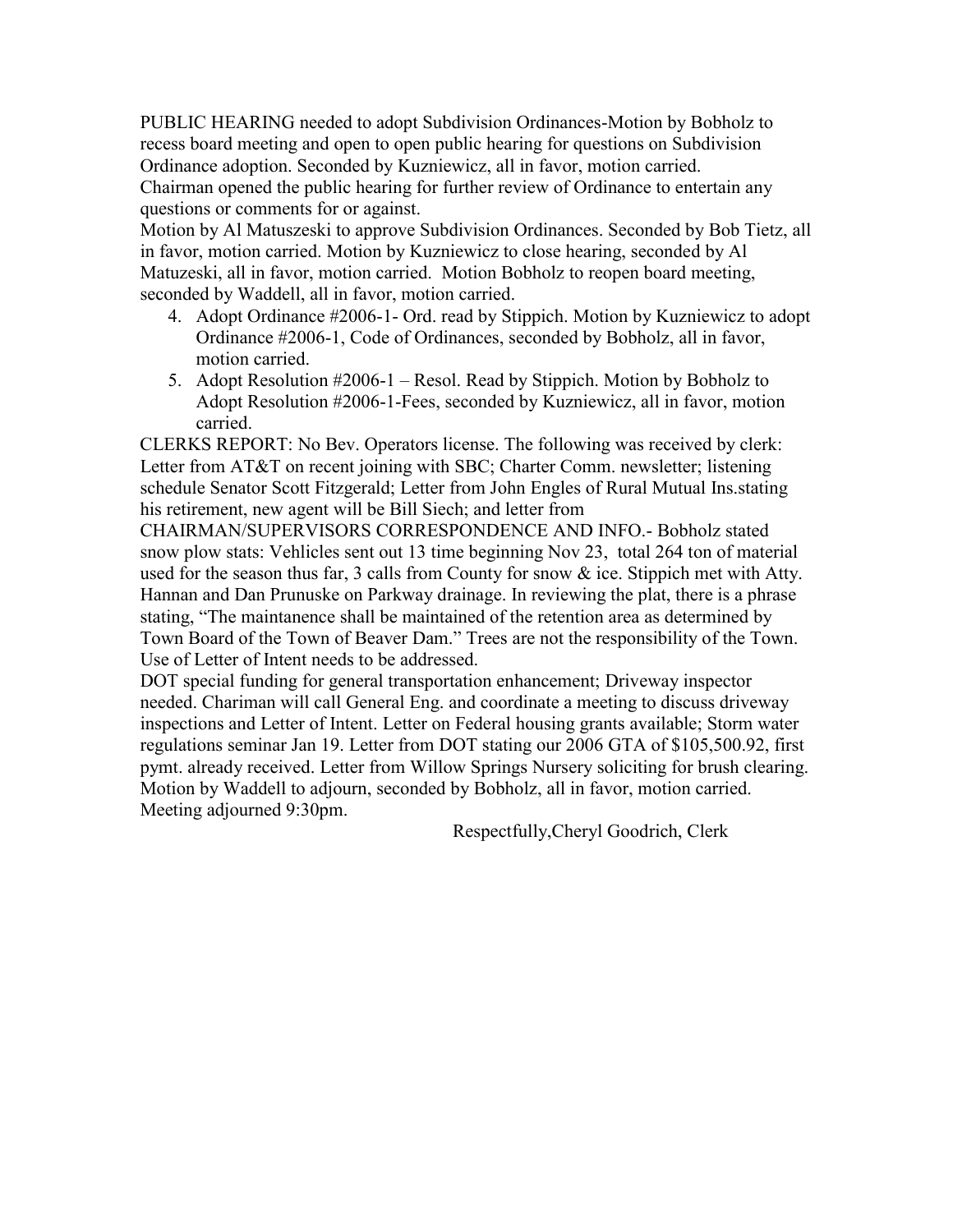PUBLIC HEARING needed to adopt Subdivision Ordinances-Motion by Bobholz to recess board meeting and open to open public hearing for questions on Subdivision Ordinance adoption. Seconded by Kuzniewicz, all in favor, motion carried.
Chairman opened the public hearing for further review of Ordinance to entertain any questions or comments for or against.
Motion by Al Matuszeski to approve Subdivision Ordinances. Seconded by Bob Tietz, all in favor, motion carried. Motion by Kuzniewicz to close hearing, seconded by Al Matuzeski, all in favor, motion carried. Motion Bobholz to reopen board meeting, seconded by Waddell, all in favor, motion carried.

4. Adopt Ordinance #2006-1- Ord. read by Stippich. Motion by Kuzniewicz to adopt Ordinance #2006-1, Code of Ordinances, seconded by Bobholz, all in favor, motion carried.
5. Adopt Resolution #2006-1 – Resol. Read by Stippich. Motion by Bobholz to Adopt Resolution #2006-1-Fees, seconded by Kuzniewicz, all in favor, motion carried.

CLERKS REPORT: No Bev. Operators license. The following was received by clerk: Letter from AT&T on recent joining with SBC; Charter Comm. newsletter; listening schedule Senator Scott Fitzgerald; Letter from John Engles of Rural Mutual Ins.stating his retirement, new agent will be Bill Siech; and letter from
CHAIRMAN/SUPERVISORS CORRESPONDENCE AND INFO.- Bobholz stated snow plow stats: Vehlicles sent out 13 time beginning Nov 23, total 264 ton of material used for the season thus far, 3 calls from County for snow & ice. Stippich met with Atty. Hannan and Dan Prunuske on Parkway drainage. In reviewing the plat, there is a phrase stating, "The maintanence shall be maintained of the retention area as determined by Town Board of the Town of Beaver Dam." Trees are not the responsibility of the Town. Use of Letter of Intent needs to be addressed.
DOT special funding for general transportation enhancement; Driveway inspector needed. Chariman will call General Eng. and coordinate a meeting to discuss driveway inspections and Letter of Intent. Letter on Federal housing grants available; Storm water regulations seminar Jan 19. Letter from DOT stating our 2006 GTA of $105,500.92, first pymt. already received. Letter from Willow Springs Nursery soliciting for brush clearing.
Motion by Waddell to adjourn, seconded by Bobholz, all in favor, motion carried.
Meeting adjourned 9:30pm.

Respectfully,Cheryl Goodrich, Clerk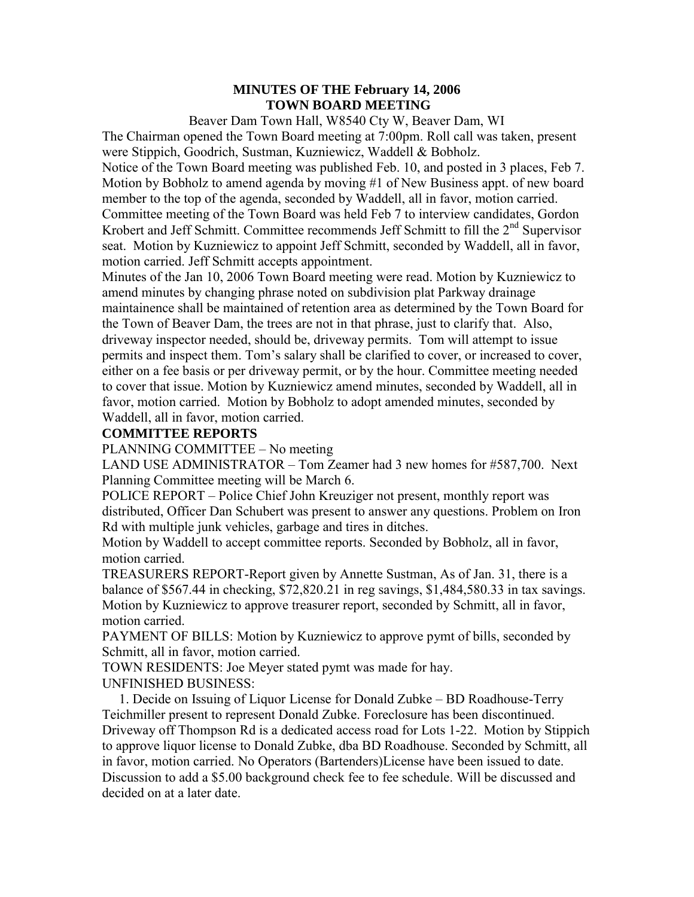**MINUTES OF THE February 14, 2006**
**TOWN BOARD MEETING**

Beaver Dam Town Hall, W8540 Cty W, Beaver Dam, WI

The Chairman opened the Town Board meeting at 7:00pm. Roll call was taken, present were Stippich, Goodrich, Sustman, Kuzniewicz, Waddell & Bobholz.

Notice of the Town Board meeting was published Feb. 10, and posted in 3 places, Feb 7. Motion by Bobholz to amend agenda by moving #1 of New Business appt. of new board member to the top of the agenda, seconded by Waddell, all in favor, motion carried. Committee meeting of the Town Board was held Feb 7 to interview candidates, Gordon Krobert and Jeff Schmitt. Committee recommends Jeff Schmitt to fill the 2nd Supervisor seat. Motion by Kuzniewicz to appoint Jeff Schmitt, seconded by Waddell, all in favor, motion carried. Jeff Schmitt accepts appointment.

Minutes of the Jan 10, 2006 Town Board meeting were read. Motion by Kuzniewicz to amend minutes by changing phrase noted on subdivision plat Parkway drainage maintainence shall be maintained of retention area as determined by the Town Board for the Town of Beaver Dam, the trees are not in that phrase, just to clarify that. Also, driveway inspector needed, should be, driveway permits. Tom will attempt to issue permits and inspect them. Tom's salary shall be clarified to cover, or increased to cover, either on a fee basis or per driveway permit, or by the hour. Committee meeting needed to cover that issue. Motion by Kuzniewicz amend minutes, seconded by Waddell, all in favor, motion carried. Motion by Bobholz to adopt amended minutes, seconded by Waddell, all in favor, motion carried.

**COMMITTEE REPORTS**

PLANNING COMMITTEE – No meeting

LAND USE ADMINISTRATOR – Tom Zeamer had 3 new homes for #587,700. Next Planning Committee meeting will be March 6.

POLICE REPORT – Police Chief John Kreuziger not present, monthly report was distributed, Officer Dan Schubert was present to answer any questions. Problem on Iron Rd with multiple junk vehicles, garbage and tires in ditches.

Motion by Waddell to accept committee reports. Seconded by Bobholz, all in favor, motion carried.

TREASURERS REPORT-Report given by Annette Sustman, As of Jan. 31, there is a balance of $567.44 in checking, $72,820.21 in reg savings, $1,484,580.33 in tax savings. Motion by Kuzniewicz to approve treasurer report, seconded by Schmitt, all in favor, motion carried.

PAYMENT OF BILLS: Motion by Kuzniewicz to approve pymt of bills, seconded by Schmitt, all in favor, motion carried.

TOWN RESIDENTS: Joe Meyer stated pymt was made for hay.

UNFINISHED BUSINESS:

1. Decide on Issuing of Liquor License for Donald Zubke – BD Roadhouse-Terry Teichmiller present to represent Donald Zubke. Foreclosure has been discontinued. Driveway off Thompson Rd is a dedicated access road for Lots 1-22. Motion by Stippich to approve liquor license to Donald Zubke, dba BD Roadhouse. Seconded by Schmitt, all in favor, motion carried. No Operators (Bartenders)License have been issued to date. Discussion to add a $5.00 background check fee to fee schedule. Will be discussed and decided on at a later date.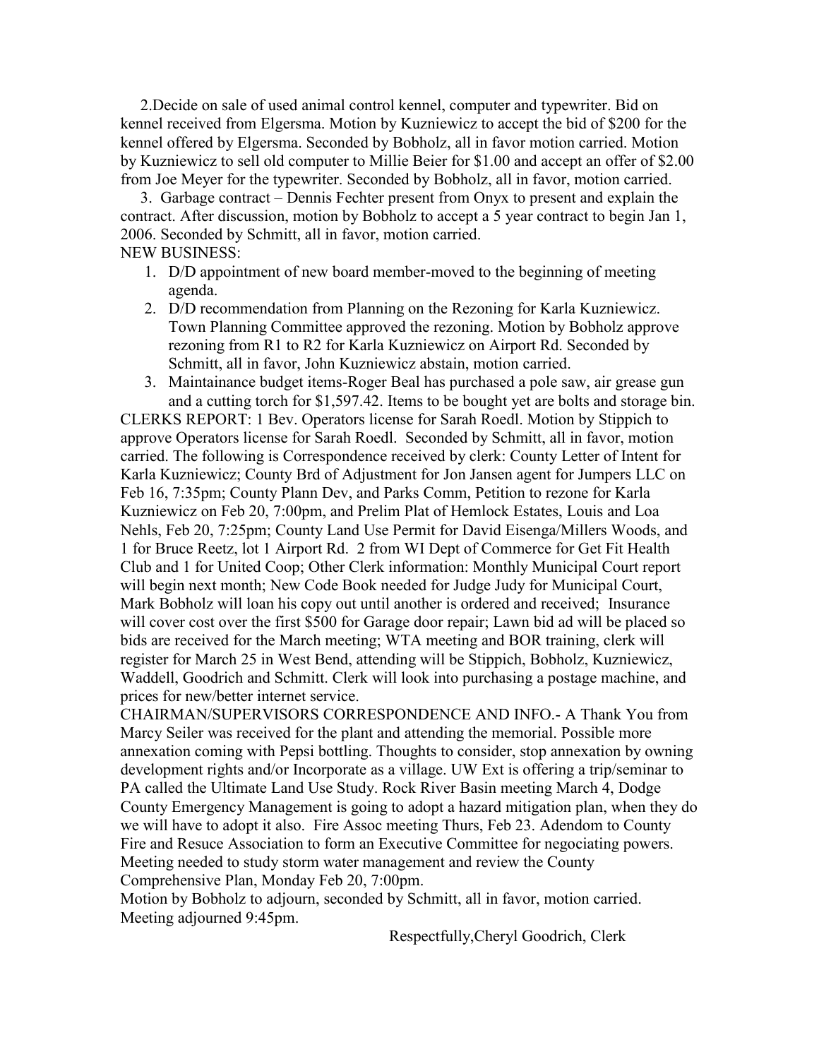2.Decide on sale of used animal control kennel, computer and typewriter. Bid on kennel received from Elgersma. Motion by Kuzniewicz to accept the bid of $200 for the kennel offered by Elgersma. Seconded by Bobholz, all in favor motion carried. Motion by Kuzniewicz to sell old computer to Millie Beier for $1.00 and accept an offer of $2.00 from Joe Meyer for the typewriter. Seconded by Bobholz, all in favor, motion carried.

3. Garbage contract – Dennis Fechter present from Onyx to present and explain the contract. After discussion, motion by Bobholz to accept a 5 year contract to begin Jan 1, 2006. Seconded by Schmitt, all in favor, motion carried.

NEW BUSINESS:

1. D/D appointment of new board member-moved to the beginning of meeting agenda.
2. D/D recommendation from Planning on the Rezoning for Karla Kuzniewicz. Town Planning Committee approved the rezoning. Motion by Bobholz approve rezoning from R1 to R2 for Karla Kuzniewicz on Airport Rd. Seconded by Schmitt, all in favor, John Kuzniewicz abstain, motion carried.
3. Maintainance budget items-Roger Beal has purchased a pole saw, air grease gun and a cutting torch for $1,597.42. Items to be bought yet are bolts and storage bin.

CLERKS REPORT: 1 Bev. Operators license for Sarah Roedl. Motion by Stippich to approve Operators license for Sarah Roedl. Seconded by Schmitt, all in favor, motion carried. The following is Correspondence received by clerk: County Letter of Intent for Karla Kuzniewicz; County Brd of Adjustment for Jon Jansen agent for Jumpers LLC on Feb 16, 7:35pm; County Plann Dev, and Parks Comm, Petition to rezone for Karla Kuzniewicz on Feb 20, 7:00pm, and Prelim Plat of Hemlock Estates, Louis and Loa Nehls, Feb 20, 7:25pm; County Land Use Permit for David Eisenga/Millers Woods, and 1 for Bruce Reetz, lot 1 Airport Rd. 2 from WI Dept of Commerce for Get Fit Health Club and 1 for United Coop; Other Clerk information: Monthly Municipal Court report will begin next month; New Code Book needed for Judge Judy for Municipal Court, Mark Bobholz will loan his copy out until another is ordered and received; Insurance will cover cost over the first $500 for Garage door repair; Lawn bid ad will be placed so bids are received for the March meeting; WTA meeting and BOR training, clerk will register for March 25 in West Bend, attending will be Stippich, Bobholz, Kuzniewicz, Waddell, Goodrich and Schmitt. Clerk will look into purchasing a postage machine, and prices for new/better internet service.

CHAIRMAN/SUPERVISORS CORRESPONDENCE AND INFO.- A Thank You from Marcy Seiler was received for the plant and attending the memorial. Possible more annexation coming with Pepsi bottling. Thoughts to consider, stop annexation by owning development rights and/or Incorporate as a village. UW Ext is offering a trip/seminar to PA called the Ultimate Land Use Study. Rock River Basin meeting March 4, Dodge County Emergency Management is going to adopt a hazard mitigation plan, when they do we will have to adopt it also. Fire Assoc meeting Thurs, Feb 23. Adendom to County Fire and Resuce Association to form an Executive Committee for negociating powers. Meeting needed to study storm water management and review the County Comprehensive Plan, Monday Feb 20, 7:00pm.

Motion by Bobholz to adjourn, seconded by Schmitt, all in favor, motion carried. Meeting adjourned 9:45pm.

Respectfully,Cheryl Goodrich, Clerk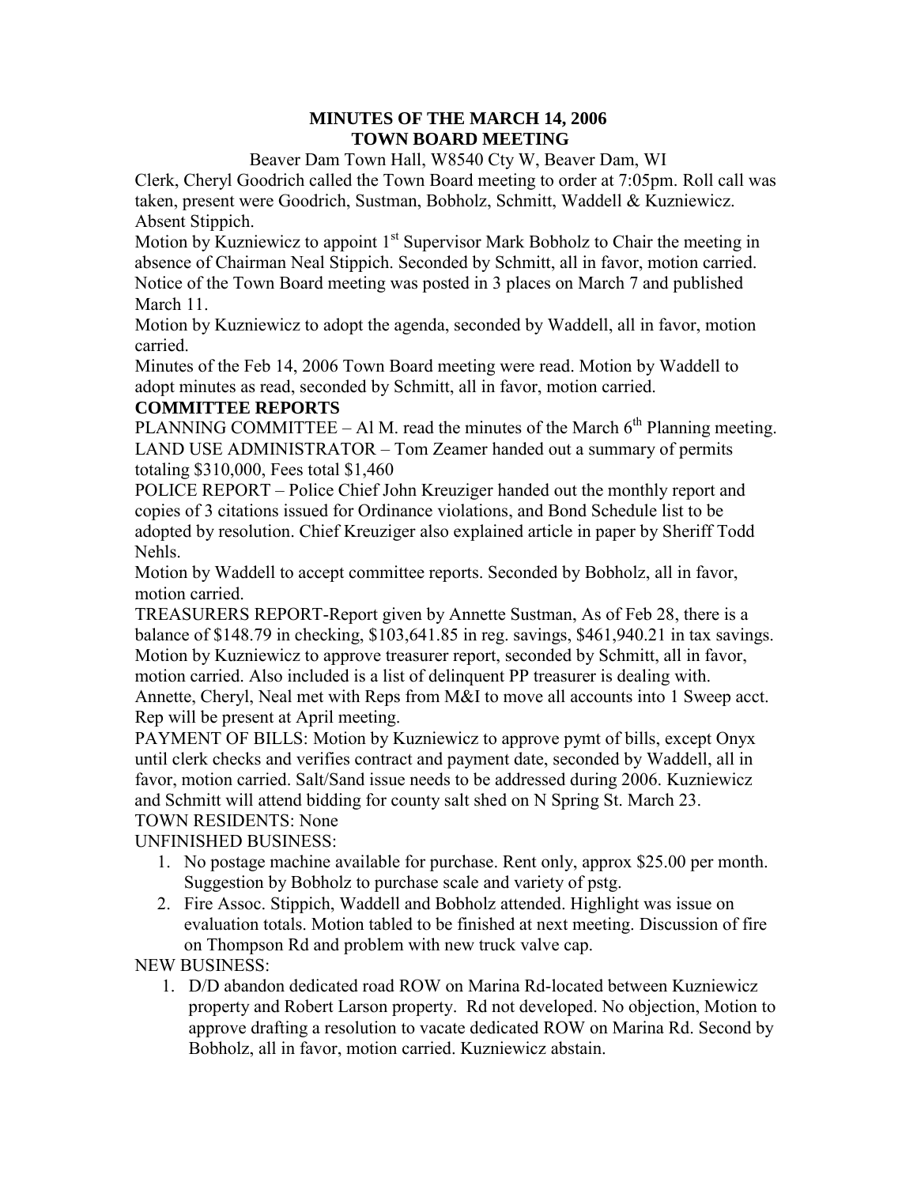# MINUTES OF THE MARCH 14, 2006
# TOWN BOARD MEETING

Beaver Dam Town Hall, W8540 Cty W, Beaver Dam, WI

Clerk, Cheryl Goodrich called the Town Board meeting to order at 7:05pm. Roll call was taken, present were Goodrich, Sustman, Bobholz, Schmitt, Waddell & Kuzniewicz. Absent Stippich.

Motion by Kuzniewicz to appoint 1st Supervisor Mark Bobholz to Chair the meeting in absence of Chairman Neal Stippich. Seconded by Schmitt, all in favor, motion carried.

Notice of the Town Board meeting was posted in 3 places on March 7 and published March 11.

Motion by Kuzniewicz to adopt the agenda, seconded by Waddell, all in favor, motion carried.

Minutes of the Feb 14, 2006 Town Board meeting were read. Motion by Waddell to adopt minutes as read, seconded by Schmitt, all in favor, motion carried.

**COMMITTEE REPORTS**

PLANNING COMMITTEE – Al M. read the minutes of the March 6th Planning meeting.

LAND USE ADMINISTRATOR – Tom Zeamer handed out a summary of permits totaling $310,000, Fees total $1,460

POLICE REPORT – Police Chief John Kreuziger handed out the monthly report and copies of 3 citations issued for Ordinance violations, and Bond Schedule list to be adopted by resolution. Chief Kreuziger also explained article in paper by Sheriff Todd Nehls.

Motion by Waddell to accept committee reports. Seconded by Bobholz, all in favor, motion carried.

TREASURERS REPORT-Report given by Annette Sustman, As of Feb 28, there is a balance of $148.79 in checking, $103,641.85 in reg. savings, $461,940.21 in tax savings. Motion by Kuzniewicz to approve treasurer report, seconded by Schmitt, all in favor, motion carried. Also included is a list of delinquent PP treasurer is dealing with. Annette, Cheryl, Neal met with Reps from M&I to move all accounts into 1 Sweep acct. Rep will be present at April meeting.

PAYMENT OF BILLS: Motion by Kuzniewicz to approve pymt of bills, except Onyx until clerk checks and verifies contract and payment date, seconded by Waddell, all in favor, motion carried. Salt/Sand issue needs to be addressed during 2006. Kuzniewicz and Schmitt will attend bidding for county salt shed on N Spring St. March 23.

TOWN RESIDENTS: None

UNFINISHED BUSINESS:

1. No postage machine available for purchase. Rent only, approx $25.00 per month. Suggestion by Bobholz to purchase scale and variety of pstg.
2. Fire Assoc. Stippich, Waddell and Bobholz attended. Highlight was issue on evaluation totals. Motion tabled to be finished at next meeting. Discussion of fire on Thompson Rd and problem with new truck valve cap.

NEW BUSINESS:

1. D/D abandon dedicated road ROW on Marina Rd-located between Kuzniewicz property and Robert Larson property. Rd not developed. No objection, Motion to approve drafting a resolution to vacate dedicated ROW on Marina Rd. Second by Bobholz, all in favor, motion carried. Kuzniewicz abstain.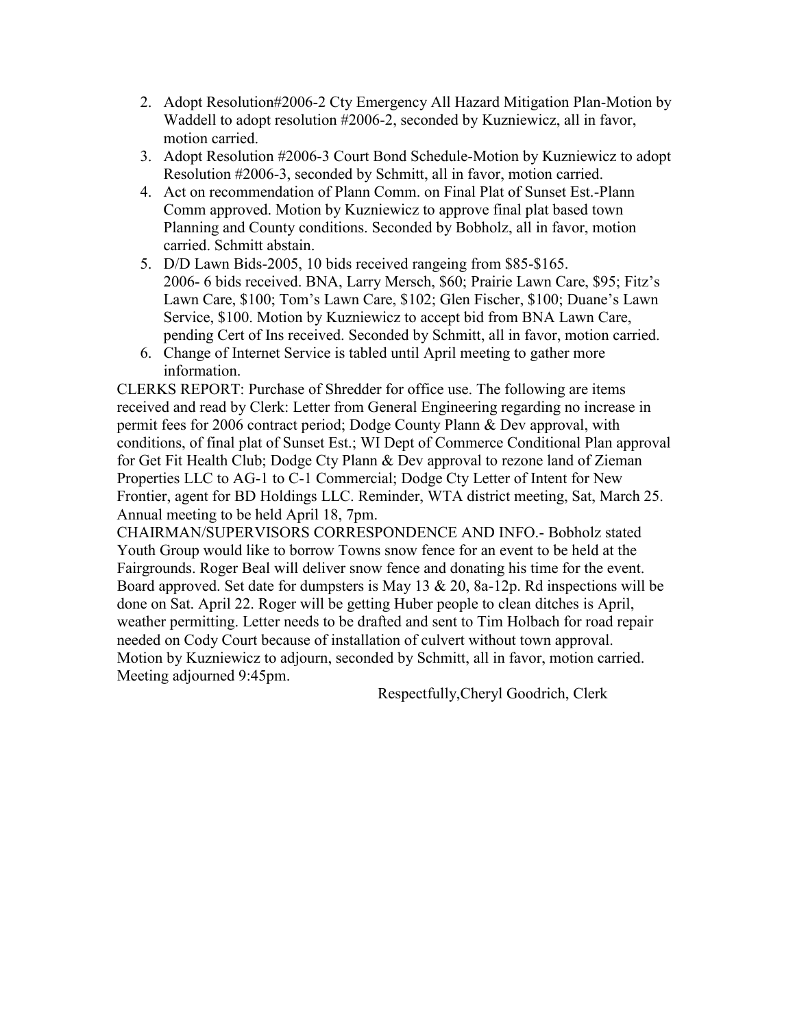2. Adopt Resolution#2006-2 Cty Emergency All Hazard Mitigation Plan-Motion by Waddell to adopt resolution #2006-2, seconded by Kuzniewicz, all in favor, motion carried.
3. Adopt Resolution #2006-3 Court Bond Schedule-Motion by Kuzniewicz to adopt Resolution #2006-3, seconded by Schmitt, all in favor, motion carried.
4. Act on recommendation of Plann Comm. on Final Plat of Sunset Est.-Plann Comm approved. Motion by Kuzniewicz to approve final plat based town Planning and County conditions. Seconded by Bobholz, all in favor, motion carried. Schmitt abstain.
5. D/D Lawn Bids-2005, 10 bids received rangeing from $85-$165.
   2006- 6 bids received. BNA, Larry Mersch, $60; Prairie Lawn Care, $95; Fitz's Lawn Care, $100; Tom's Lawn Care, $102; Glen Fischer, $100; Duane's Lawn Service, $100. Motion by Kuzniewicz to accept bid from BNA Lawn Care, pending Cert of Ins received. Seconded by Schmitt, all in favor, motion carried.
6. Change of Internet Service is tabled until April meeting to gather more information.

CLERKS REPORT: Purchase of Shredder for office use. The following are items received and read by Clerk: Letter from General Engineering regarding no increase in permit fees for 2006 contract period; Dodge County Plann & Dev approval, with conditions, of final plat of Sunset Est.; WI Dept of Commerce Conditional Plan approval for Get Fit Health Club; Dodge Cty Plann & Dev approval to rezone land of Zieman Properties LLC to AG-1 to C-1 Commercial; Dodge Cty Letter of Intent for New Frontier, agent for BD Holdings LLC. Reminder, WTA district meeting, Sat, March 25. Annual meeting to be held April 18, 7pm.

CHAIRMAN/SUPERVISORS CORRESPONDENCE AND INFO.- Bobholz stated Youth Group would like to borrow Towns snow fence for an event to be held at the Fairgrounds. Roger Beal will deliver snow fence and donating his time for the event. Board approved. Set date for dumpsters is May 13 & 20, 8a-12p. Rd inspections will be done on Sat. April 22. Roger will be getting Huber people to clean ditches is April, weather permitting. Letter needs to be drafted and sent to Tim Holbach for road repair needed on Cody Court because of installation of culvert without town approval. Motion by Kuzniewicz to adjourn, seconded by Schmitt, all in favor, motion carried. Meeting adjourned 9:45pm.

Respectfully,Cheryl Goodrich, Clerk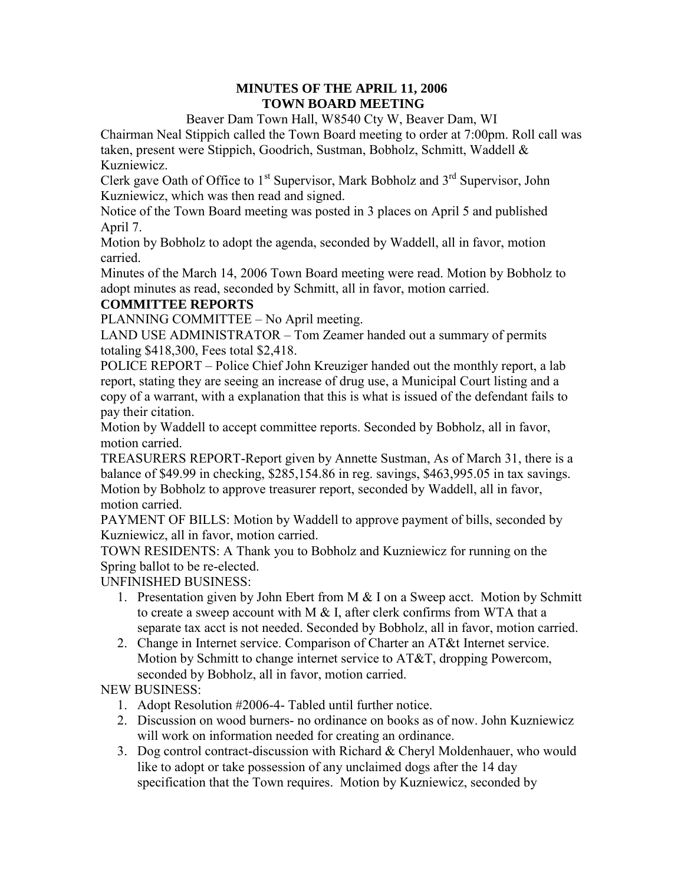# MINUTES OF THE APRIL 11, 2006
# TOWN BOARD MEETING

Beaver Dam Town Hall, W8540 Cty W, Beaver Dam, WI

Chairman Neal Stippich called the Town Board meeting to order at 7:00pm. Roll call was taken, present were Stippich, Goodrich, Sustman, Bobholz, Schmitt, Waddell & Kuzniewicz.

Clerk gave Oath of Office to 1st Supervisor, Mark Bobholz and 3rd Supervisor, John Kuzniewicz, which was then read and signed.

Notice of the Town Board meeting was posted in 3 places on April 5 and published April 7.

Motion by Bobholz to adopt the agenda, seconded by Waddell, all in favor, motion carried.

Minutes of the March 14, 2006 Town Board meeting were read. Motion by Bobholz to adopt minutes as read, seconded by Schmitt, all in favor, motion carried.

**COMMITTEE REPORTS**

PLANNING COMMITTEE – No April meeting.

LAND USE ADMINISTRATOR – Tom Zeamer handed out a summary of permits totaling $418,300, Fees total $2,418.

POLICE REPORT – Police Chief John Kreuziger handed out the monthly report, a lab report, stating they are seeing an increase of drug use, a Municipal Court listing and a copy of a warrant, with a explanation that this is what is issued of the defendant fails to pay their citation.

Motion by Waddell to accept committee reports. Seconded by Bobholz, all in favor, motion carried.

TREASURERS REPORT-Report given by Annette Sustman, As of March 31, there is a balance of $49.99 in checking, $285,154.86 in reg. savings, $463,995.05 in tax savings. Motion by Bobholz to approve treasurer report, seconded by Waddell, all in favor, motion carried.

PAYMENT OF BILLS: Motion by Waddell to approve payment of bills, seconded by Kuzniewicz, all in favor, motion carried.

TOWN RESIDENTS: A Thank you to Bobholz and Kuzniewicz for running on the Spring ballot to be re-elected.

UNFINISHED BUSINESS:

1. Presentation given by John Ebert from M & I on a Sweep acct. Motion by Schmitt to create a sweep account with M & I, after clerk confirms from WTA that a separate tax acct is not needed. Seconded by Bobholz, all in favor, motion carried.
2. Change in Internet service. Comparison of Charter an AT&t Internet service. Motion by Schmitt to change internet service to AT&T, dropping Powercom, seconded by Bobholz, all in favor, motion carried.

NEW BUSINESS:

1. Adopt Resolution #2006-4- Tabled until further notice.
2. Discussion on wood burners- no ordinance on books as of now. John Kuzniewicz will work on information needed for creating an ordinance.
3. Dog control contract-discussion with Richard & Cheryl Moldenhauer, who would like to adopt or take possession of any unclaimed dogs after the 14 day specification that the Town requires. Motion by Kuzniewicz, seconded by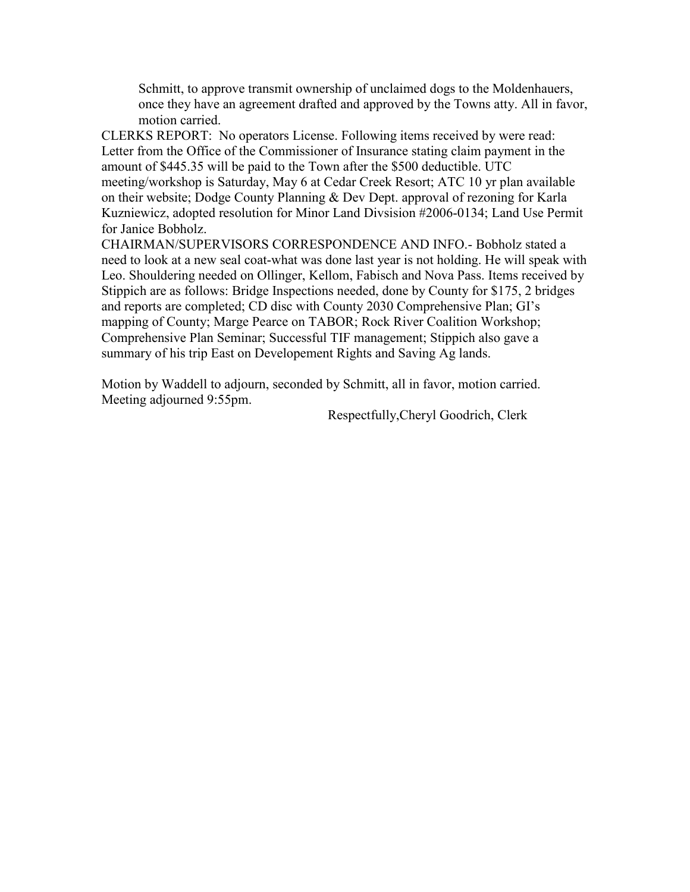Schmitt, to approve transmit ownership of unclaimed dogs to the Moldenhauers, once they have an agreement drafted and approved by the Towns atty. All in favor, motion carried.

CLERKS REPORT: No operators License. Following items received by were read: Letter from the Office of the Commissioner of Insurance stating claim payment in the amount of $445.35 will be paid to the Town after the $500 deductible. UTC meeting/workshop is Saturday, May 6 at Cedar Creek Resort; ATC 10 yr plan available on their website; Dodge County Planning & Dev Dept. approval of rezoning for Karla Kuzniewicz, adopted resolution for Minor Land Divsision #2006-0134; Land Use Permit for Janice Bobholz.

CHAIRMAN/SUPERVISORS CORRESPONDENCE AND INFO.- Bobholz stated a need to look at a new seal coat-what was done last year is not holding. He will speak with Leo. Shouldering needed on Ollinger, Kellom, Fabisch and Nova Pass. Items received by Stippich are as follows: Bridge Inspections needed, done by County for $175, 2 bridges and reports are completed; CD disc with County 2030 Comprehensive Plan; GI's mapping of County; Marge Pearce on TABOR; Rock River Coalition Workshop; Comprehensive Plan Seminar; Successful TIF management; Stippich also gave a summary of his trip East on Developement Rights and Saving Ag lands.

Motion by Waddell to adjourn, seconded by Schmitt, all in favor, motion carried. Meeting adjourned 9:55pm.

Respectfully,Cheryl Goodrich, Clerk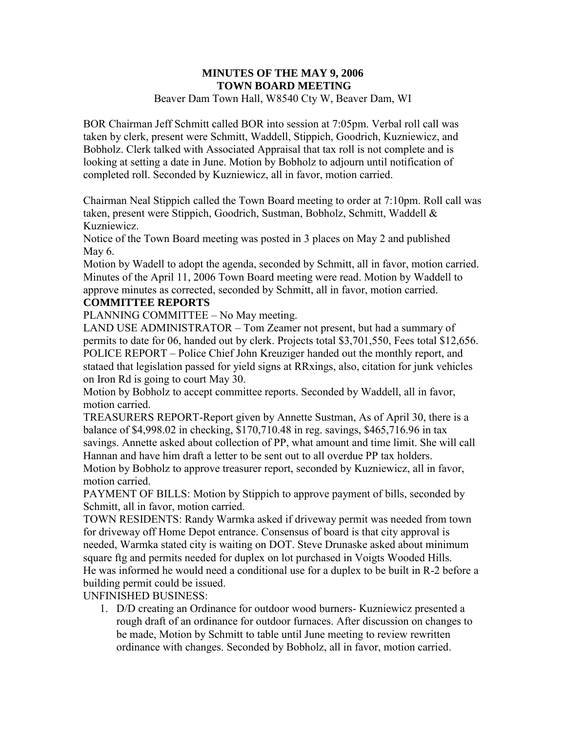**MINUTES OF THE MAY 9, 2006**
**TOWN BOARD MEETING**

Beaver Dam Town Hall, W8540 Cty W, Beaver Dam, WI

BOR Chairman Jeff Schmitt called BOR into session at 7:05pm. Verbal roll call was taken by clerk, present were Schmitt, Waddell, Stippich, Goodrich, Kuzniewicz, and Bobholz. Clerk talked with Associated Appraisal that tax roll is not complete and is looking at setting a date in June. Motion by Bobholz to adjourn until notification of completed roll. Seconded by Kuzniewicz, all in favor, motion carried.

Chairman Neal Stippich called the Town Board meeting to order at 7:10pm. Roll call was taken, present were Stippich, Goodrich, Sustman, Bobholz, Schmitt, Waddell & Kuzniewicz.

Notice of the Town Board meeting was posted in 3 places on May 2 and published May 6.

Motion by Wadell to adopt the agenda, seconded by Schmitt, all in favor, motion carried.

Minutes of the April 11, 2006 Town Board meeting were read. Motion by Waddell to approve minutes as corrected, seconded by Schmitt, all in favor, motion carried.

**COMMITTEE REPORTS**

PLANNING COMMITTEE – No May meeting.

LAND USE ADMINISTRATOR – Tom Zeamer not present, but had a summary of permits to date for 06, handed out by clerk. Projects total $3,701,550, Fees total $12,656.

POLICE REPORT – Police Chief John Kreuziger handed out the monthly report, and stataed that legislation passed for yield signs at RRxings, also, citation for junk vehicles on Iron Rd is going to court May 30.

Motion by Bobholz to accept committee reports. Seconded by Waddell, all in favor, motion carried.

TREASURERS REPORT-Report given by Annette Sustman, As of April 30, there is a balance of $4,998.02 in checking, $170,710.48 in reg. savings, $465,716.96 in tax savings. Annette asked about collection of PP, what amount and time limit. She will call Hannan and have him draft a letter to be sent out to all overdue PP tax holders.

Motion by Bobholz to approve treasurer report, seconded by Kuzniewicz, all in favor, motion carried.

PAYMENT OF BILLS: Motion by Stippich to approve payment of bills, seconded by Schmitt, all in favor, motion carried.

TOWN RESIDENTS: Randy Warmka asked if driveway permit was needed from town for driveway off Home Depot entrance. Consensus of board is that city approval is needed, Warmka stated city is waiting on DOT. Steve Drunaske asked about minimum square ftg and permits needed for duplex on lot purchased in Voigts Wooded Hills. He was informed he would need a conditional use for a duplex to be built in R-2 before a building permit could be issued.

UNFINISHED BUSINESS:

1. D/D creating an Ordinance for outdoor wood burners- Kuzniewicz presented a rough draft of an ordinance for outdoor furnaces. After discussion on changes to be made, Motion by Schmitt to table until June meeting to review rewritten ordinance with changes. Seconded by Bobholz, all in favor, motion carried.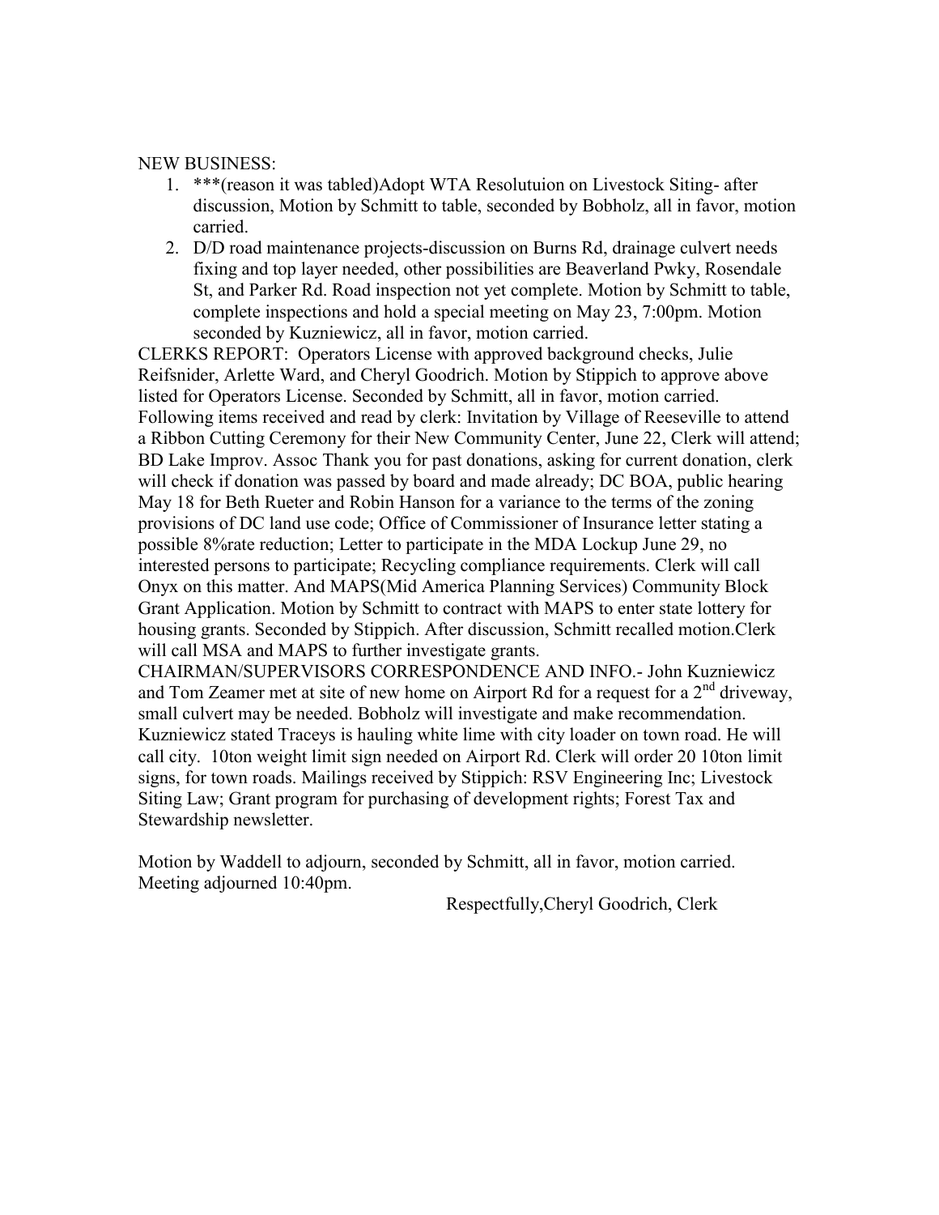NEW BUSINESS:

1. ***(reason it was tabled)Adopt WTA Resolutuion on Livestock Siting- after discussion, Motion by Schmitt to table, seconded by Bobholz, all in favor, motion carried.
2. D/D road maintenance projects-discussion on Burns Rd, drainage culvert needs fixing and top layer needed, other possibilities are Beaverland Pwky, Rosendale St, and Parker Rd. Road inspection not yet complete. Motion by Schmitt to table, complete inspections and hold a special meeting on May 23, 7:00pm. Motion seconded by Kuzniewicz, all in favor, motion carried.

CLERKS REPORT: Operators License with approved background checks, Julie Reifsnider, Arlette Ward, and Cheryl Goodrich. Motion by Stippich to approve above listed for Operators License. Seconded by Schmitt, all in favor, motion carried. Following items received and read by clerk: Invitation by Village of Reeseville to attend a Ribbon Cutting Ceremony for their New Community Center, June 22, Clerk will attend; BD Lake Improv. Assoc Thank you for past donations, asking for current donation, clerk will check if donation was passed by board and made already; DC BOA, public hearing May 18 for Beth Rueter and Robin Hanson for a variance to the terms of the zoning provisions of DC land use code; Office of Commissioner of Insurance letter stating a possible 8%rate reduction; Letter to participate in the MDA Lockup June 29, no interested persons to participate; Recycling compliance requirements. Clerk will call Onyx on this matter. And MAPS(Mid America Planning Services) Community Block Grant Application. Motion by Schmitt to contract with MAPS to enter state lottery for housing grants. Seconded by Stippich. After discussion, Schmitt recalled motion.Clerk will call MSA and MAPS to further investigate grants.

CHAIRMAN/SUPERVISORS CORRESPONDENCE AND INFO.- John Kuzniewicz and Tom Zeamer met at site of new home on Airport Rd for a request for a 2nd driveway, small culvert may be needed. Bobholz will investigate and make recommendation. Kuzniewicz stated Traceys is hauling white lime with city loader on town road. He will call city. 10ton weight limit sign needed on Airport Rd. Clerk will order 20 10ton limit signs, for town roads. Mailings received by Stippich: RSV Engineering Inc; Livestock Siting Law; Grant program for purchasing of development rights; Forest Tax and Stewardship newsletter.

Motion by Waddell to adjourn, seconded by Schmitt, all in favor, motion carried. Meeting adjourned 10:40pm.

Respectfully,Cheryl Goodrich, Clerk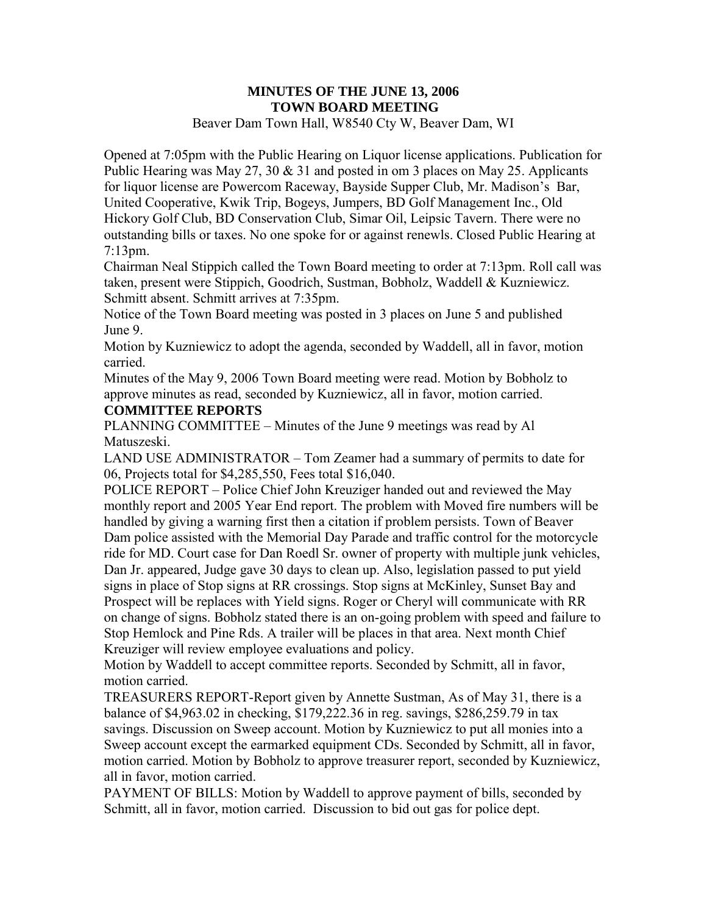**MINUTES OF THE JUNE 13, 2006**
**TOWN BOARD MEETING**

Beaver Dam Town Hall, W8540 Cty W, Beaver Dam, WI

Opened at 7:05pm with the Public Hearing on Liquor license applications. Publication for Public Hearing was May 27, 30 & 31 and posted in om 3 places on May 25. Applicants for liquor license are Powercom Raceway, Bayside Supper Club, Mr. Madison's Bar, United Cooperative, Kwik Trip, Bogeys, Jumpers, BD Golf Management Inc., Old Hickory Golf Club, BD Conservation Club, Simar Oil, Leipsic Tavern. There were no outstanding bills or taxes. No one spoke for or against renewls. Closed Public Hearing at 7:13pm.

Chairman Neal Stippich called the Town Board meeting to order at 7:13pm. Roll call was taken, present were Stippich, Goodrich, Sustman, Bobholz, Waddell & Kuzniewicz. Schmitt absent. Schmitt arrives at 7:35pm.

Notice of the Town Board meeting was posted in 3 places on June 5 and published June 9.

Motion by Kuzniewicz to adopt the agenda, seconded by Waddell, all in favor, motion carried.

Minutes of the May 9, 2006 Town Board meeting were read. Motion by Bobholz to approve minutes as read, seconded by Kuzniewicz, all in favor, motion carried.

**COMMITTEE REPORTS**

PLANNING COMMITTEE – Minutes of the June 9 meetings was read by Al Matuszeski.

LAND USE ADMINISTRATOR – Tom Zeamer had a summary of permits to date for 06, Projects total for $4,285,550, Fees total $16,040.

POLICE REPORT – Police Chief John Kreuziger handed out and reviewed the May monthly report and 2005 Year End report. The problem with Moved fire numbers will be handled by giving a warning first then a citation if problem persists. Town of Beaver Dam police assisted with the Memorial Day Parade and traffic control for the motorcycle ride for MD. Court case for Dan Roedl Sr. owner of property with multiple junk vehicles, Dan Jr. appeared, Judge gave 30 days to clean up. Also, legislation passed to put yield signs in place of Stop signs at RR crossings. Stop signs at McKinley, Sunset Bay and Prospect will be replaces with Yield signs. Roger or Cheryl will communicate with RR on change of signs. Bobholz stated there is an on-going problem with speed and failure to Stop Hemlock and Pine Rds. A trailer will be places in that area. Next month Chief Kreuziger will review employee evaluations and policy.

Motion by Waddell to accept committee reports. Seconded by Schmitt, all in favor, motion carried.

TREASURERS REPORT-Report given by Annette Sustman, As of May 31, there is a balance of $4,963.02 in checking, $179,222.36 in reg. savings, $286,259.79 in tax savings. Discussion on Sweep account. Motion by Kuzniewicz to put all monies into a Sweep account except the earmarked equipment CDs. Seconded by Schmitt, all in favor, motion carried. Motion by Bobholz to approve treasurer report, seconded by Kuzniewicz, all in favor, motion carried.

PAYMENT OF BILLS: Motion by Waddell to approve payment of bills, seconded by Schmitt, all in favor, motion carried. Discussion to bid out gas for police dept.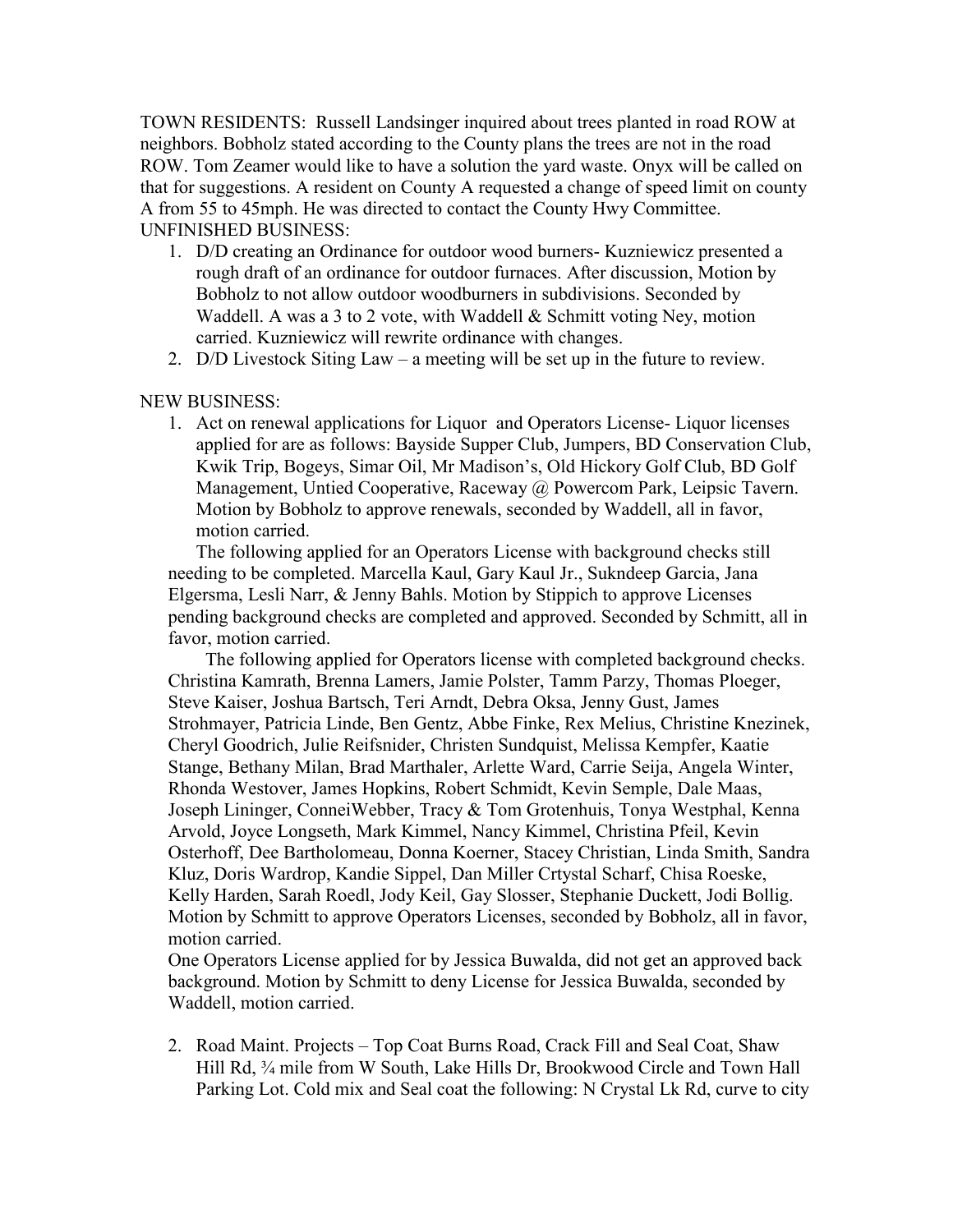TOWN RESIDENTS: Russell Landsinger inquired about trees planted in road ROW at neighbors. Bobholz stated according to the County plans the trees are not in the road ROW. Tom Zeamer would like to have a solution the yard waste. Onyx will be called on that for suggestions. A resident on County A requested a change of speed limit on county A from 55 to 45mph. He was directed to contact the County Hwy Committee.

UNFINISHED BUSINESS:

1. D/D creating an Ordinance for outdoor wood burners- Kuzniewicz presented a rough draft of an ordinance for outdoor furnaces. After discussion, Motion by Bobholz to not allow outdoor woodburners in subdivisions. Seconded by Waddell. A was a 3 to 2 vote, with Waddell & Schmitt voting Ney, motion carried. Kuzniewicz will rewrite ordinance with changes.
2. D/D Livestock Siting Law – a meeting will be set up in the future to review.

NEW BUSINESS:

1. Act on renewal applications for Liquor and Operators License- Liquor licenses applied for are as follows: Bayside Supper Club, Jumpers, BD Conservation Club, Kwik Trip, Bogeys, Simar Oil, Mr Madison's, Old Hickory Golf Club, BD Golf Management, Untied Cooperative, Raceway @ Powercom Park, Leipsic Tavern. Motion by Bobholz to approve renewals, seconded by Waddell, all in favor, motion carried.

   The following applied for an Operators License with background checks still needing to be completed. Marcella Kaul, Gary Kaul Jr., Sukndeep Garcia, Jana Elgersma, Lesli Narr, & Jenny Bahls. Motion by Stippich to approve Licenses pending background checks are completed and approved. Seconded by Schmitt, all in favor, motion carried.

   The following applied for Operators license with completed background checks. Christina Kamrath, Brenna Lamers, Jamie Polster, Tamm Parzy, Thomas Ploeger, Steve Kaiser, Joshua Bartsch, Teri Arndt, Debra Oksa, Jenny Gust, James Strohmayer, Patricia Linde, Ben Gentz, Abbe Finke, Rex Melius, Christine Knezinek, Cheryl Goodrich, Julie Reifsnider, Christen Sundquist, Melissa Kempfer, Kaatie Stange, Bethany Milan, Brad Marthaler, Arlette Ward, Carrie Seija, Angela Winter, Rhonda Westover, James Hopkins, Robert Schmidt, Kevin Semple, Dale Maas, Joseph Lininger, ConneiWebber, Tracy & Tom Grotenhuis, Tonya Westphal, Kenna Arvold, Joyce Longseth, Mark Kimmel, Nancy Kimmel, Christina Pfeil, Kevin Osterhoff, Dee Bartholomeau, Donna Koerner, Stacey Christian, Linda Smith, Sandra Kluz, Doris Wardrop, Kandie Sippel, Dan Miller Crtystal Scharf, Chisa Roeske, Kelly Harden, Sarah Roedl, Jody Keil, Gay Slosser, Stephanie Duckett, Jodi Bollig. Motion by Schmitt to approve Operators Licenses, seconded by Bobholz, all in favor, motion carried.

   One Operators License applied for by Jessica Buwalda, did not get an approved back background. Motion by Schmitt to deny License for Jessica Buwalda, seconded by Waddell, motion carried.

2. Road Maint. Projects – Top Coat Burns Road, Crack Fill and Seal Coat, Shaw Hill Rd, ¾ mile from W South, Lake Hills Dr, Brookwood Circle and Town Hall Parking Lot. Cold mix and Seal coat the following: N Crystal Lk Rd, curve to city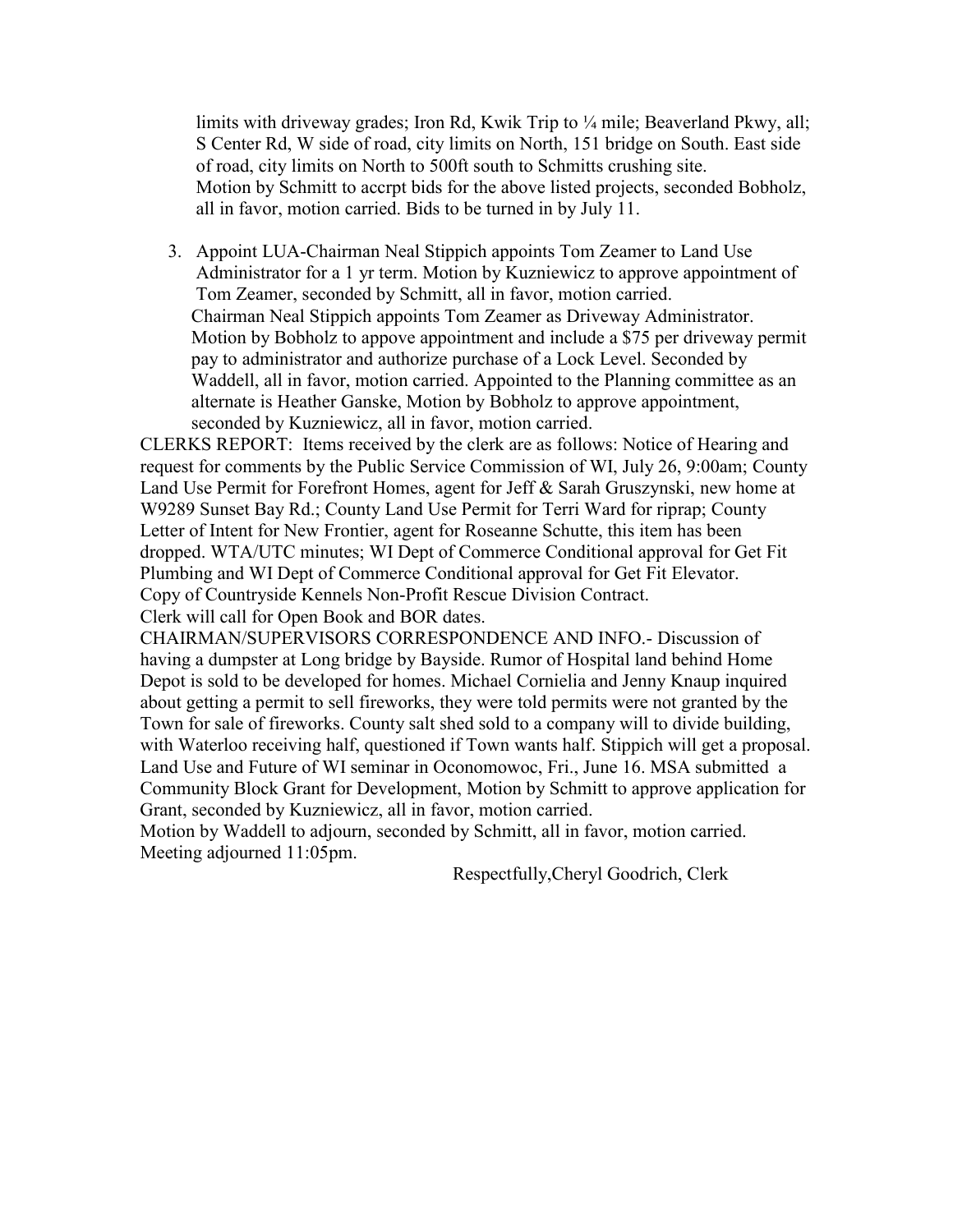limits with driveway grades; Iron Rd, Kwik Trip to ¼ mile; Beaverland Pkwy, all; S Center Rd, W side of road, city limits on North, 151 bridge on South. East side of road, city limits on North to 500ft south to Schmitts crushing site.
Motion by Schmitt to accrpt bids for the above listed projects, seconded Bobholz, all in favor, motion carried. Bids to be turned in by July 11.

3. Appoint LUA-Chairman Neal Stippich appoints Tom Zeamer to Land Use Administrator for a 1 yr term. Motion by Kuzniewicz to approve appointment of Tom Zeamer, seconded by Schmitt, all in favor, motion carried.
Chairman Neal Stippich appoints Tom Zeamer as Driveway Administrator. Motion by Bobholz to appove appointment and include a $75 per driveway permit pay to administrator and authorize purchase of a Lock Level. Seconded by Waddell, all in favor, motion carried. Appointed to the Planning committee as an alternate is Heather Ganske, Motion by Bobholz to approve appointment, seconded by Kuzniewicz, all in favor, motion carried.

CLERKS REPORT: Items received by the clerk are as follows: Notice of Hearing and request for comments by the Public Service Commission of WI, July 26, 9:00am; County Land Use Permit for Forefront Homes, agent for Jeff & Sarah Gruszynski, new home at W9289 Sunset Bay Rd.; County Land Use Permit for Terri Ward for riprap; County Letter of Intent for New Frontier, agent for Roseanne Schutte, this item has been dropped. WTA/UTC minutes; WI Dept of Commerce Conditional approval for Get Fit Plumbing and WI Dept of Commerce Conditional approval for Get Fit Elevator. Copy of Countryside Kennels Non-Profit Rescue Division Contract.
Clerk will call for Open Book and BOR dates.

CHAIRMAN/SUPERVISORS CORRESPONDENCE AND INFO.- Discussion of having a dumpster at Long bridge by Bayside. Rumor of Hospital land behind Home Depot is sold to be developed for homes. Michael Cornielia and Jenny Knaup inquired about getting a permit to sell fireworks, they were told permits were not granted by the Town for sale of fireworks. County salt shed sold to a company will to divide building, with Waterloo receiving half, questioned if Town wants half. Stippich will get a proposal. Land Use and Future of WI seminar in Oconomowoc, Fri., June 16. MSA submitted a Community Block Grant for Development, Motion by Schmitt to approve application for Grant, seconded by Kuzniewicz, all in favor, motion carried.
Motion by Waddell to adjourn, seconded by Schmitt, all in favor, motion carried.
Meeting adjourned 11:05pm.

Respectfully,Cheryl Goodrich, Clerk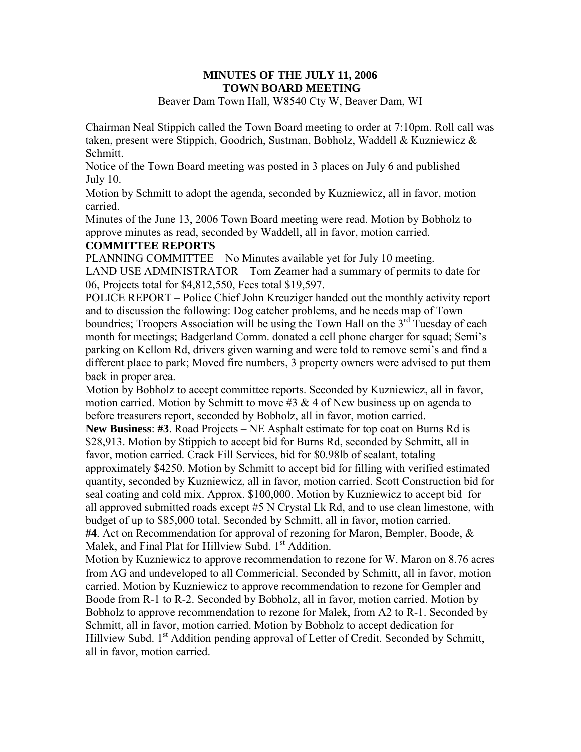**MINUTES OF THE JULY 11, 2006**
**TOWN BOARD MEETING**

Beaver Dam Town Hall, W8540 Cty W, Beaver Dam, WI

Chairman Neal Stippich called the Town Board meeting to order at 7:10pm. Roll call was taken, present were Stippich, Goodrich, Sustman, Bobholz, Waddell & Kuzniewicz & Schmitt.

Notice of the Town Board meeting was posted in 3 places on July 6 and published July 10.

Motion by Schmitt to adopt the agenda, seconded by Kuzniewicz, all in favor, motion carried.

Minutes of the June 13, 2006 Town Board meeting were read. Motion by Bobholz to approve minutes as read, seconded by Waddell, all in favor, motion carried.

**COMMITTEE REPORTS**

PLANNING COMMITTEE – No Minutes available yet for July 10 meeting.

LAND USE ADMINISTRATOR – Tom Zeamer had a summary of permits to date for 06, Projects total for $4,812,550, Fees total $19,597.

POLICE REPORT – Police Chief John Kreuziger handed out the monthly activity report and to discussion the following: Dog catcher problems, and he needs map of Town boundries; Troopers Association will be using the Town Hall on the 3rd Tuesday of each month for meetings; Badgerland Comm. donated a cell phone charger for squad; Semi's parking on Kellom Rd, drivers given warning and were told to remove semi's and find a different place to park; Moved fire numbers, 3 property owners were advised to put them back in proper area.

Motion by Bobholz to accept committee reports. Seconded by Kuzniewicz, all in favor, motion carried. Motion by Schmitt to move #3 & 4 of New business up on agenda to before treasurers report, seconded by Bobholz, all in favor, motion carried.

**New Business**: **#3**. Road Projects – NE Asphalt estimate for top coat on Burns Rd is $28,913. Motion by Stippich to accept bid for Burns Rd, seconded by Schmitt, all in favor, motion carried. Crack Fill Services, bid for $0.98lb of sealant, totaling approximately $4250. Motion by Schmitt to accept bid for filling with verified estimated quantity, seconded by Kuzniewicz, all in favor, motion carried. Scott Construction bid for seal coating and cold mix. Approx. $100,000. Motion by Kuzniewicz to accept bid for all approved submitted roads except #5 N Crystal Lk Rd, and to use clean limestone, with budget of up to $85,000 total. Seconded by Schmitt, all in favor, motion carried.

**#4**. Act on Recommendation for approval of rezoning for Maron, Bempler, Boode, & Malek, and Final Plat for Hillview Subd. 1st Addition.

Motion by Kuzniewicz to approve recommendation to rezone for W. Maron on 8.76 acres from AG and undeveloped to all Commericial. Seconded by Schmitt, all in favor, motion carried. Motion by Kuzniewicz to approve recommendation to rezone for Gempler and Boode from R-1 to R-2. Seconded by Bobholz, all in favor, motion carried. Motion by Bobholz to approve recommendation to rezone for Malek, from A2 to R-1. Seconded by Schmitt, all in favor, motion carried. Motion by Bobholz to accept dedication for Hillview Subd. 1st Addition pending approval of Letter of Credit. Seconded by Schmitt, all in favor, motion carried.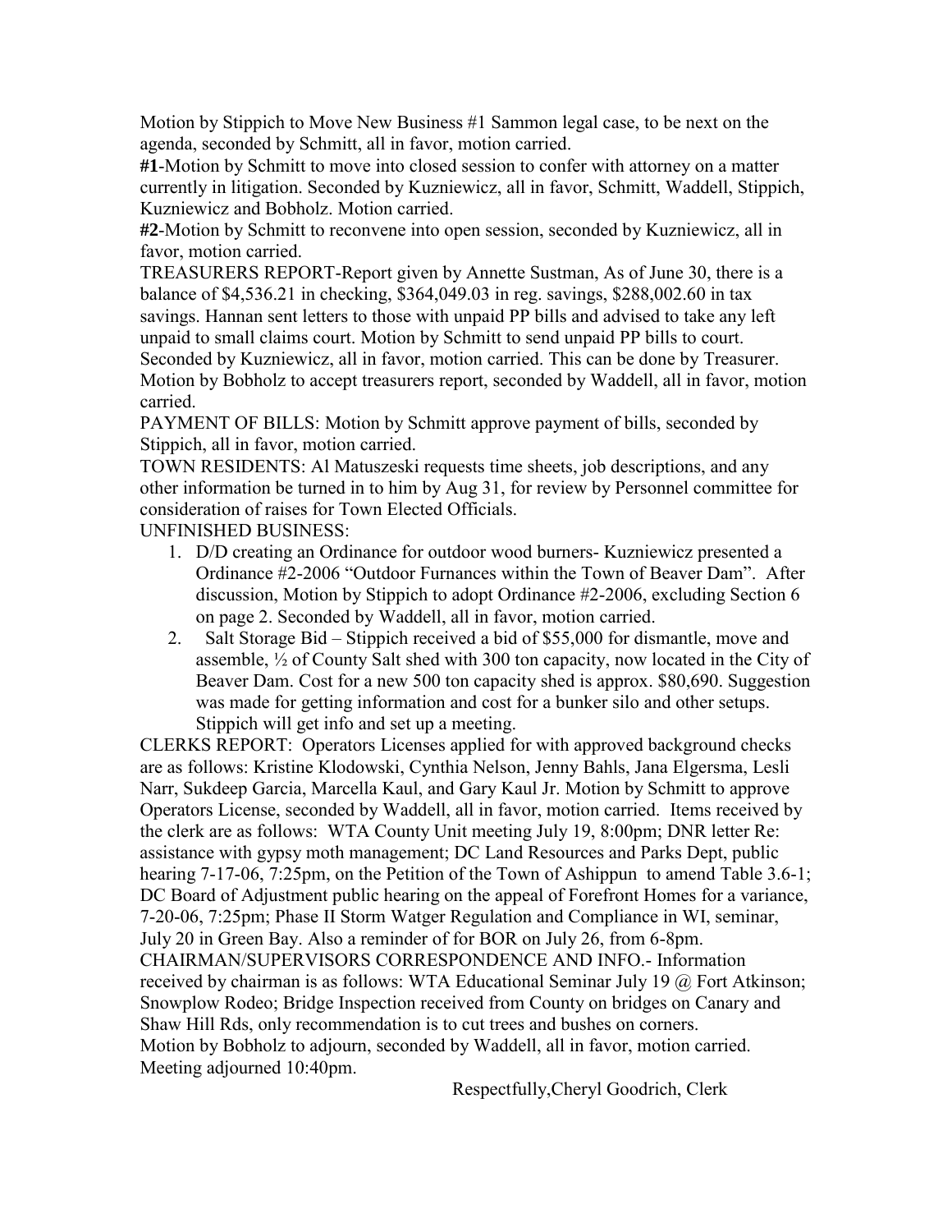Motion by Stippich to Move New Business #1 Sammon legal case, to be next on the agenda, seconded by Schmitt, all in favor, motion carried.

**#1**-Motion by Schmitt to move into closed session to confer with attorney on a matter currently in litigation. Seconded by Kuzniewicz, all in favor, Schmitt, Waddell, Stippich, Kuzniewicz and Bobholz. Motion carried.

**#2**-Motion by Schmitt to reconvene into open session, seconded by Kuzniewicz, all in favor, motion carried.

TREASURERS REPORT-Report given by Annette Sustman, As of June 30, there is a balance of $4,536.21 in checking, $364,049.03 in reg. savings, $288,002.60 in tax savings. Hannan sent letters to those with unpaid PP bills and advised to take any left unpaid to small claims court. Motion by Schmitt to send unpaid PP bills to court. Seconded by Kuzniewicz, all in favor, motion carried. This can be done by Treasurer. Motion by Bobholz to accept treasurers report, seconded by Waddell, all in favor, motion carried.

PAYMENT OF BILLS: Motion by Schmitt approve payment of bills, seconded by Stippich, all in favor, motion carried.

TOWN RESIDENTS: Al Matuszeski requests time sheets, job descriptions, and any other information be turned in to him by Aug 31, for review by Personnel committee for consideration of raises for Town Elected Officials.

UNFINISHED BUSINESS:

1. D/D creating an Ordinance for outdoor wood burners- Kuzniewicz presented a Ordinance #2-2006 "Outdoor Furnances within the Town of Beaver Dam". After discussion, Motion by Stippich to adopt Ordinance #2-2006, excluding Section 6 on page 2. Seconded by Waddell, all in favor, motion carried.
2. Salt Storage Bid – Stippich received a bid of $55,000 for dismantle, move and assemble, ½ of County Salt shed with 300 ton capacity, now located in the City of Beaver Dam. Cost for a new 500 ton capacity shed is approx. $80,690. Suggestion was made for getting information and cost for a bunker silo and other setups. Stippich will get info and set up a meeting.

CLERKS REPORT: Operators Licenses applied for with approved background checks are as follows: Kristine Klodowski, Cynthia Nelson, Jenny Bahls, Jana Elgersma, Lesli Narr, Sukdeep Garcia, Marcella Kaul, and Gary Kaul Jr. Motion by Schmitt to approve Operators License, seconded by Waddell, all in favor, motion carried. Items received by the clerk are as follows: WTA County Unit meeting July 19, 8:00pm; DNR letter Re: assistance with gypsy moth management; DC Land Resources and Parks Dept, public hearing 7-17-06, 7:25pm, on the Petition of the Town of Ashippun to amend Table 3.6-1; DC Board of Adjustment public hearing on the appeal of Forefront Homes for a variance, 7-20-06, 7:25pm; Phase II Storm Watger Regulation and Compliance in WI, seminar, July 20 in Green Bay. Also a reminder of for BOR on July 26, from 6-8pm.

CHAIRMAN/SUPERVISORS CORRESPONDENCE AND INFO.- Information received by chairman is as follows: WTA Educational Seminar July 19 @ Fort Atkinson; Snowplow Rodeo; Bridge Inspection received from County on bridges on Canary and Shaw Hill Rds, only recommendation is to cut trees and bushes on corners.

Motion by Bobholz to adjourn, seconded by Waddell, all in favor, motion carried. Meeting adjourned 10:40pm.

Respectfully,Cheryl Goodrich, Clerk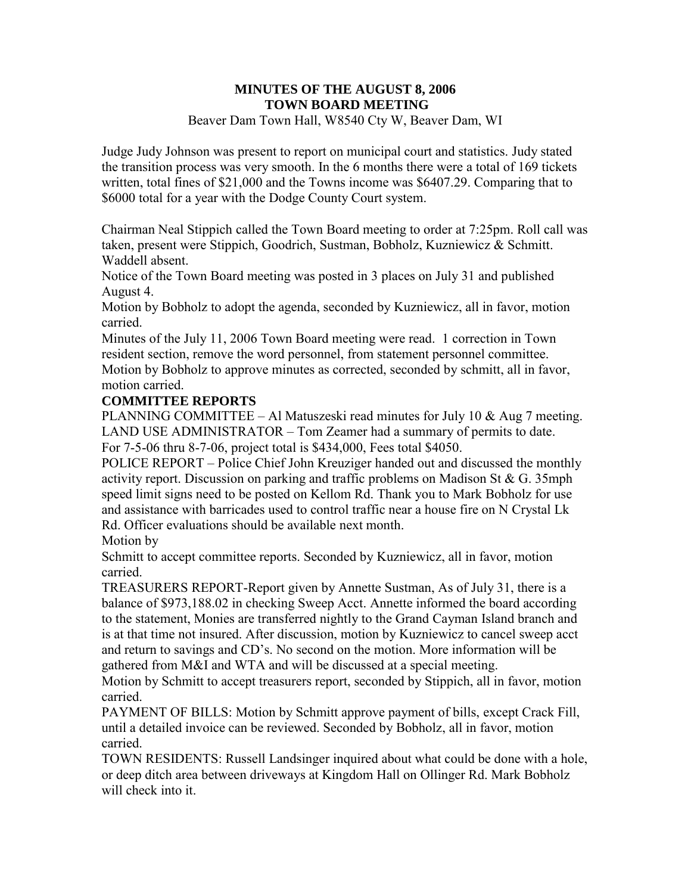**MINUTES OF THE AUGUST 8, 2006**
**TOWN BOARD MEETING**

Beaver Dam Town Hall, W8540 Cty W, Beaver Dam, WI

Judge Judy Johnson was present to report on municipal court and statistics. Judy stated the transition process was very smooth. In the 6 months there were a total of 169 tickets written, total fines of $21,000 and the Towns income was $6407.29. Comparing that to $6000 total for a year with the Dodge County Court system.

Chairman Neal Stippich called the Town Board meeting to order at 7:25pm. Roll call was taken, present were Stippich, Goodrich, Sustman, Bobholz, Kuzniewicz & Schmitt. Waddell absent.

Notice of the Town Board meeting was posted in 3 places on July 31 and published August 4.

Motion by Bobholz to adopt the agenda, seconded by Kuzniewicz, all in favor, motion carried.

Minutes of the July 11, 2006 Town Board meeting were read. 1 correction in Town resident section, remove the word personnel, from statement personnel committee. Motion by Bobholz to approve minutes as corrected, seconded by schmitt, all in favor, motion carried.

**COMMITTEE REPORTS**

PLANNING COMMITTEE – Al Matuszeski read minutes for July 10 & Aug 7 meeting.

LAND USE ADMINISTRATOR – Tom Zeamer had a summary of permits to date. For 7-5-06 thru 8-7-06, project total is $434,000, Fees total $4050.

POLICE REPORT – Police Chief John Kreuziger handed out and discussed the monthly activity report. Discussion on parking and traffic problems on Madison St & G. 35mph speed limit signs need to be posted on Kellom Rd. Thank you to Mark Bobholz for use and assistance with barricades used to control traffic near a house fire on N Crystal Lk Rd. Officer evaluations should be available next month.

Motion by

Schmitt to accept committee reports. Seconded by Kuzniewicz, all in favor, motion carried.

TREASURERS REPORT-Report given by Annette Sustman, As of July 31, there is a balance of $973,188.02 in checking Sweep Acct. Annette informed the board according to the statement, Monies are transferred nightly to the Grand Cayman Island branch and is at that time not insured. After discussion, motion by Kuzniewicz to cancel sweep acct and return to savings and CD's. No second on the motion. More information will be gathered from M&I and WTA and will be discussed at a special meeting.

Motion by Schmitt to accept treasurers report, seconded by Stippich, all in favor, motion carried.

PAYMENT OF BILLS: Motion by Schmitt approve payment of bills, except Crack Fill, until a detailed invoice can be reviewed. Seconded by Bobholz, all in favor, motion carried.

TOWN RESIDENTS: Russell Landsinger inquired about what could be done with a hole, or deep ditch area between driveways at Kingdom Hall on Ollinger Rd. Mark Bobholz will check into it.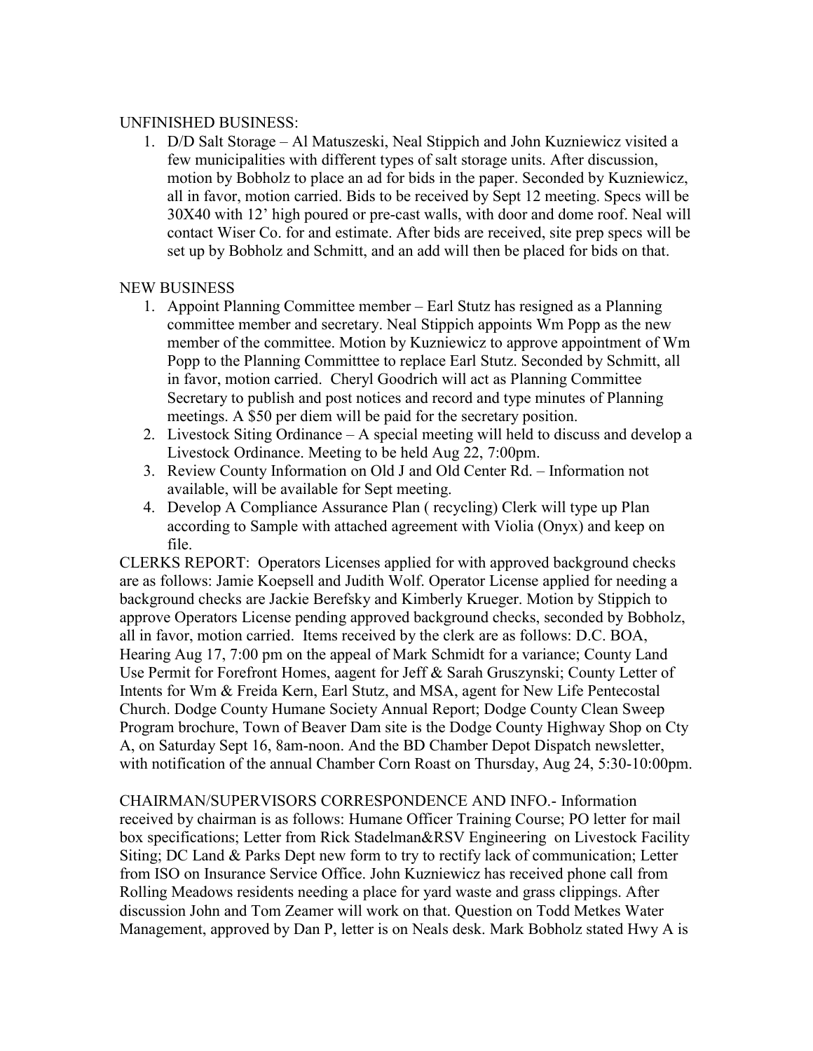UNFINISHED BUSINESS:

1. D/D Salt Storage – Al Matuszeski, Neal Stippich and John Kuzniewicz visited a few municipalities with different types of salt storage units. After discussion, motion by Bobholz to place an ad for bids in the paper. Seconded by Kuzniewicz, all in favor, motion carried. Bids to be received by Sept 12 meeting. Specs will be 30X40 with 12' high poured or pre-cast walls, with door and dome roof. Neal will contact Wiser Co. for and estimate. After bids are received, site prep specs will be set up by Bobholz and Schmitt, and an add will then be placed for bids on that.

NEW BUSINESS

1. Appoint Planning Committee member – Earl Stutz has resigned as a Planning committee member and secretary. Neal Stippich appoints Wm Popp as the new member of the committee. Motion by Kuzniewicz to approve appointment of Wm Popp to the Planning Committtee to replace Earl Stutz. Seconded by Schmitt, all in favor, motion carried. Cheryl Goodrich will act as Planning Committee Secretary to publish and post notices and record and type minutes of Planning meetings. A $50 per diem will be paid for the secretary position.
2. Livestock Siting Ordinance – A special meeting will held to discuss and develop a Livestock Ordinance. Meeting to be held Aug 22, 7:00pm.
3. Review County Information on Old J and Old Center Rd. – Information not available, will be available for Sept meeting.
4. Develop A Compliance Assurance Plan ( recycling) Clerk will type up Plan according to Sample with attached agreement with Violia (Onyx) and keep on file.

CLERKS REPORT: Operators Licenses applied for with approved background checks are as follows: Jamie Koepsell and Judith Wolf. Operator License applied for needing a background checks are Jackie Berefsky and Kimberly Krueger. Motion by Stippich to approve Operators License pending approved background checks, seconded by Bobholz, all in favor, motion carried. Items received by the clerk are as follows: D.C. BOA, Hearing Aug 17, 7:00 pm on the appeal of Mark Schmidt for a variance; County Land Use Permit for Forefront Homes, aagent for Jeff & Sarah Gruszynski; County Letter of Intents for Wm & Freida Kern, Earl Stutz, and MSA, agent for New Life Pentecostal Church. Dodge County Humane Society Annual Report; Dodge County Clean Sweep Program brochure, Town of Beaver Dam site is the Dodge County Highway Shop on Cty A, on Saturday Sept 16, 8am-noon. And the BD Chamber Depot Dispatch newsletter, with notification of the annual Chamber Corn Roast on Thursday, Aug 24, 5:30-10:00pm.

CHAIRMAN/SUPERVISORS CORRESPONDENCE AND INFO.- Information received by chairman is as follows: Humane Officer Training Course; PO letter for mail box specifications; Letter from Rick Stadelman&RSV Engineering on Livestock Facility Siting; DC Land & Parks Dept new form to try to rectify lack of communication; Letter from ISO on Insurance Service Office. John Kuzniewicz has received phone call from Rolling Meadows residents needing a place for yard waste and grass clippings. After discussion John and Tom Zeamer will work on that. Question on Todd Metkes Water Management, approved by Dan P, letter is on Neals desk. Mark Bobholz stated Hwy A is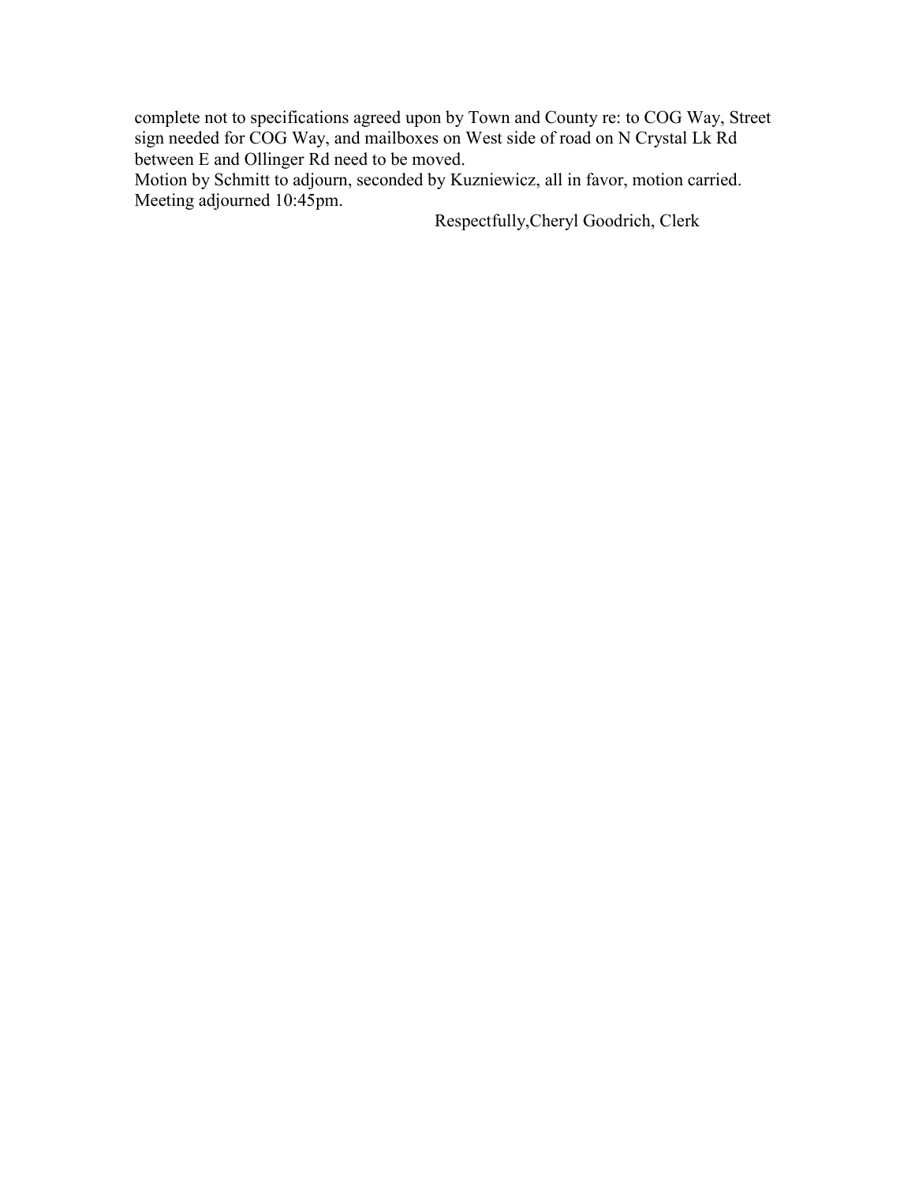complete not to specifications agreed upon by Town and County re: to COG Way, Street sign needed for COG Way, and mailboxes on West side of road on N Crystal Lk Rd between E and Ollinger Rd need to be moved.

Motion by Schmitt to adjourn, seconded by Kuzniewicz, all in favor, motion carried.
Meeting adjourned 10:45pm.

Respectfully,Cheryl Goodrich, Clerk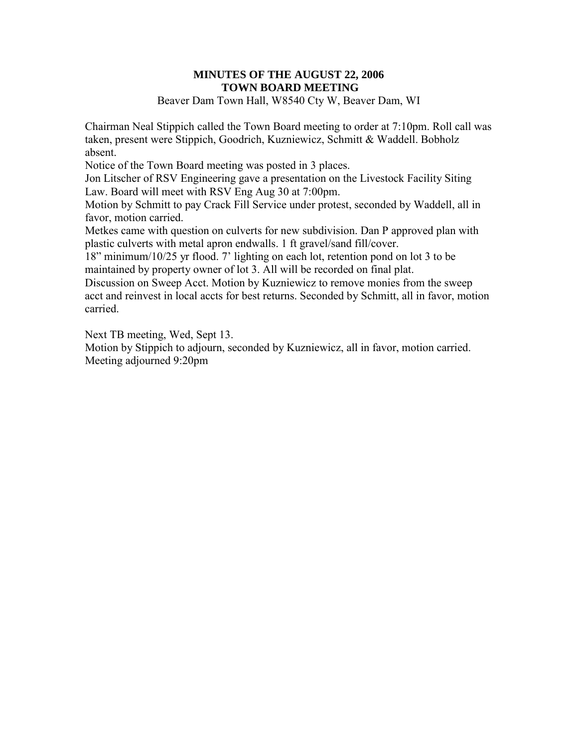# MINUTES OF THE AUGUST 22, 2006
# TOWN BOARD MEETING

Beaver Dam Town Hall, W8540 Cty W, Beaver Dam, WI

Chairman Neal Stippich called the Town Board meeting to order at 7:10pm. Roll call was taken, present were Stippich, Goodrich, Kuzniewicz, Schmitt & Waddell. Bobholz absent.
Notice of the Town Board meeting was posted in 3 places.
Jon Litscher of RSV Engineering gave a presentation on the Livestock Facility Siting Law. Board will meet with RSV Eng Aug 30 at 7:00pm.
Motion by Schmitt to pay Crack Fill Service under protest, seconded by Waddell, all in favor, motion carried.
Metkes came with question on culverts for new subdivision. Dan P approved plan with plastic culverts with metal apron endwalls. 1 ft gravel/sand fill/cover.
18" minimum/10/25 yr flood. 7' lighting on each lot, retention pond on lot 3 to be maintained by property owner of lot 3. All will be recorded on final plat.
Discussion on Sweep Acct. Motion by Kuzniewicz to remove monies from the sweep acct and reinvest in local accts for best returns. Seconded by Schmitt, all in favor, motion carried.

Next TB meeting, Wed, Sept 13.
Motion by Stippich to adjourn, seconded by Kuzniewicz, all in favor, motion carried.
Meeting adjourned 9:20pm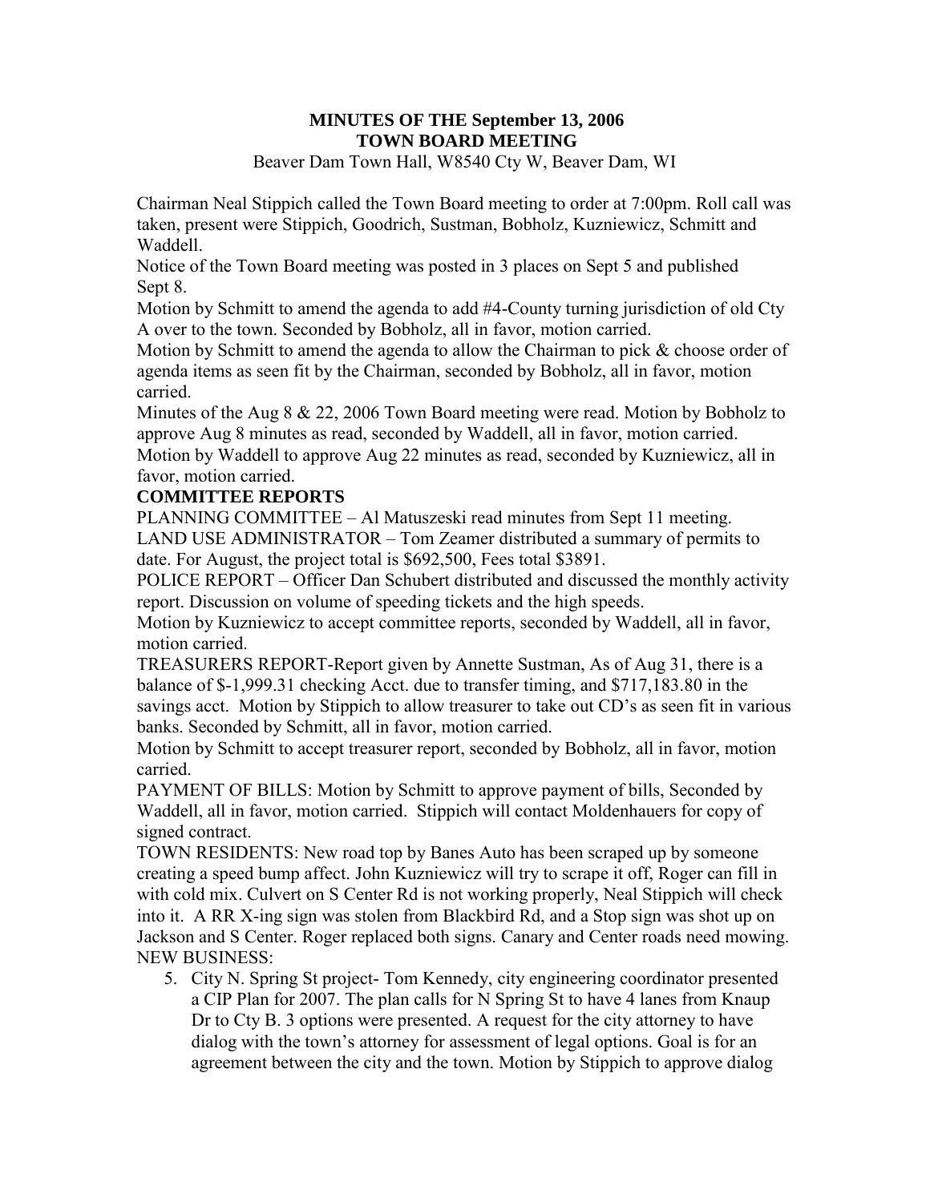**MINUTES OF THE September 13, 2006**
**TOWN BOARD MEETING**

Beaver Dam Town Hall, W8540 Cty W, Beaver Dam, WI

Chairman Neal Stippich called the Town Board meeting to order at 7:00pm. Roll call was taken, present were Stippich, Goodrich, Sustman, Bobholz, Kuzniewicz, Schmitt and Waddell.

Notice of the Town Board meeting was posted in 3 places on Sept 5 and published Sept 8.

Motion by Schmitt to amend the agenda to add #4-County turning jurisdiction of old Cty A over to the town. Seconded by Bobholz, all in favor, motion carried.

Motion by Schmitt to amend the agenda to allow the Chairman to pick & choose order of agenda items as seen fit by the Chairman, seconded by Bobholz, all in favor, motion carried.

Minutes of the Aug 8 & 22, 2006 Town Board meeting were read. Motion by Bobholz to approve Aug 8 minutes as read, seconded by Waddell, all in favor, motion carried.

Motion by Waddell to approve Aug 22 minutes as read, seconded by Kuzniewicz, all in favor, motion carried.

**COMMITTEE REPORTS**

PLANNING COMMITTEE – Al Matuszeski read minutes from Sept 11 meeting.

LAND USE ADMINISTRATOR – Tom Zeamer distributed a summary of permits to date. For August, the project total is $692,500, Fees total $3891.

POLICE REPORT – Officer Dan Schubert distributed and discussed the monthly activity report. Discussion on volume of speeding tickets and the high speeds.

Motion by Kuzniewicz to accept committee reports, seconded by Waddell, all in favor, motion carried.

TREASURERS REPORT-Report given by Annette Sustman, As of Aug 31, there is a balance of $-1,999.31 checking Acct. due to transfer timing, and $717,183.80 in the savings acct. Motion by Stippich to allow treasurer to take out CD's as seen fit in various banks. Seconded by Schmitt, all in favor, motion carried.

Motion by Schmitt to accept treasurer report, seconded by Bobholz, all in favor, motion carried.

PAYMENT OF BILLS: Motion by Schmitt to approve payment of bills, Seconded by Waddell, all in favor, motion carried. Stippich will contact Moldenhauers for copy of signed contract.

TOWN RESIDENTS: New road top by Banes Auto has been scraped up by someone creating a speed bump affect. John Kuzniewicz will try to scrape it off, Roger can fill in with cold mix. Culvert on S Center Rd is not working properly, Neal Stippich will check into it. A RR X-ing sign was stolen from Blackbird Rd, and a Stop sign was shot up on Jackson and S Center. Roger replaced both signs. Canary and Center roads need mowing.

NEW BUSINESS:

5. City N. Spring St project- Tom Kennedy, city engineering coordinator presented a CIP Plan for 2007. The plan calls for N Spring St to have 4 lanes from Knaup Dr to Cty B. 3 options were presented. A request for the city attorney to have dialog with the town's attorney for assessment of legal options. Goal is for an agreement between the city and the town. Motion by Stippich to approve dialog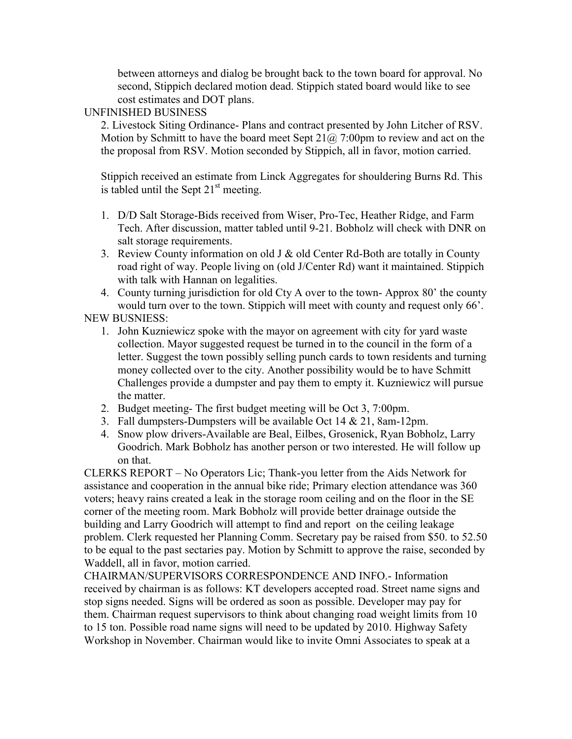between attorneys and dialog be brought back to the town board for approval. No second, Stippich declared motion dead. Stippich stated board would like to see cost estimates and DOT plans.

UNFINISHED BUSINESS

2. Livestock Siting Ordinance- Plans and contract presented by John Litcher of RSV. Motion by Schmitt to have the board meet Sept 21@ 7:00pm to review and act on the the proposal from RSV. Motion seconded by Stippich, all in favor, motion carried.

Stippich received an estimate from Linck Aggregates for shouldering Burns Rd. This is tabled until the Sept 21st meeting.

1. D/D Salt Storage-Bids received from Wiser, Pro-Tec, Heather Ridge, and Farm Tech. After discussion, matter tabled until 9-21. Bobholz will check with DNR on salt storage requirements.
3. Review County information on old J & old Center Rd-Both are totally in County road right of way. People living on (old J/Center Rd) want it maintained. Stippich with talk with Hannan on legalities.
4. County turning jurisdiction for old Cty A over to the town- Approx 80' the county would turn over to the town. Stippich will meet with county and request only 66'.

NEW BUSNIESS:

1. John Kuzniewicz spoke with the mayor on agreement with city for yard waste collection. Mayor suggested request be turned in to the council in the form of a letter. Suggest the town possibly selling punch cards to town residents and turning money collected over to the city. Another possibility would be to have Schmitt Challenges provide a dumpster and pay them to empty it. Kuzniewicz will pursue the matter.
2. Budget meeting- The first budget meeting will be Oct 3, 7:00pm.
3. Fall dumpsters-Dumpsters will be available Oct 14 & 21, 8am-12pm.
4. Snow plow drivers-Available are Beal, Eilbes, Grosenick, Ryan Bobholz, Larry Goodrich. Mark Bobholz has another person or two interested. He will follow up on that.

CLERKS REPORT – No Operators Lic; Thank-you letter from the Aids Network for assistance and cooperation in the annual bike ride; Primary election attendance was 360 voters; heavy rains created a leak in the storage room ceiling and on the floor in the SE corner of the meeting room. Mark Bobholz will provide better drainage outside the building and Larry Goodrich will attempt to find and report on the ceiling leakage problem. Clerk requested her Planning Comm. Secretary pay be raised from $50. to 52.50 to be equal to the past sectaries pay. Motion by Schmitt to approve the raise, seconded by Waddell, all in favor, motion carried.

CHAIRMAN/SUPERVISORS CORRESPONDENCE AND INFO.- Information received by chairman is as follows: KT developers accepted road. Street name signs and stop signs needed. Signs will be ordered as soon as possible. Developer may pay for them. Chairman request supervisors to think about changing road weight limits from 10 to 15 ton. Possible road name signs will need to be updated by 2010. Highway Safety Workshop in November. Chairman would like to invite Omni Associates to speak at a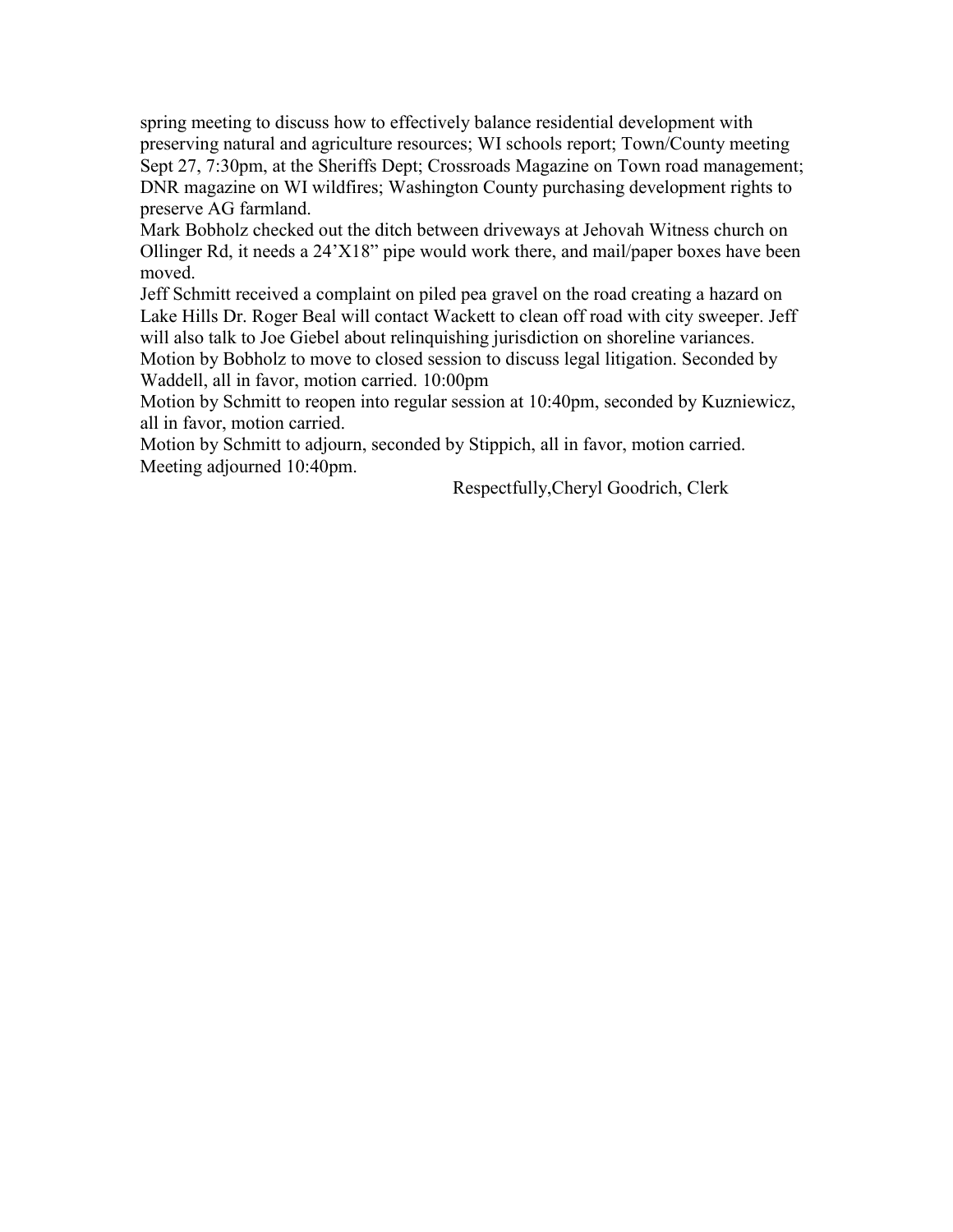spring meeting to discuss how to effectively balance residential development with preserving natural and agriculture resources; WI schools report; Town/County meeting Sept 27, 7:30pm, at the Sheriffs Dept; Crossroads Magazine on Town road management; DNR magazine on WI wildfires; Washington County purchasing development rights to preserve AG farmland.

Mark Bobholz checked out the ditch between driveways at Jehovah Witness church on Ollinger Rd, it needs a 24'X18" pipe would work there, and mail/paper boxes have been moved.

Jeff Schmitt received a complaint on piled pea gravel on the road creating a hazard on Lake Hills Dr. Roger Beal will contact Wackett to clean off road with city sweeper. Jeff will also talk to Joe Giebel about relinquishing jurisdiction on shoreline variances.

Motion by Bobholz to move to closed session to discuss legal litigation. Seconded by Waddell, all in favor, motion carried. 10:00pm

Motion by Schmitt to reopen into regular session at 10:40pm, seconded by Kuzniewicz, all in favor, motion carried.

Motion by Schmitt to adjourn, seconded by Stippich, all in favor, motion carried. Meeting adjourned 10:40pm.

Respectfully,Cheryl Goodrich, Clerk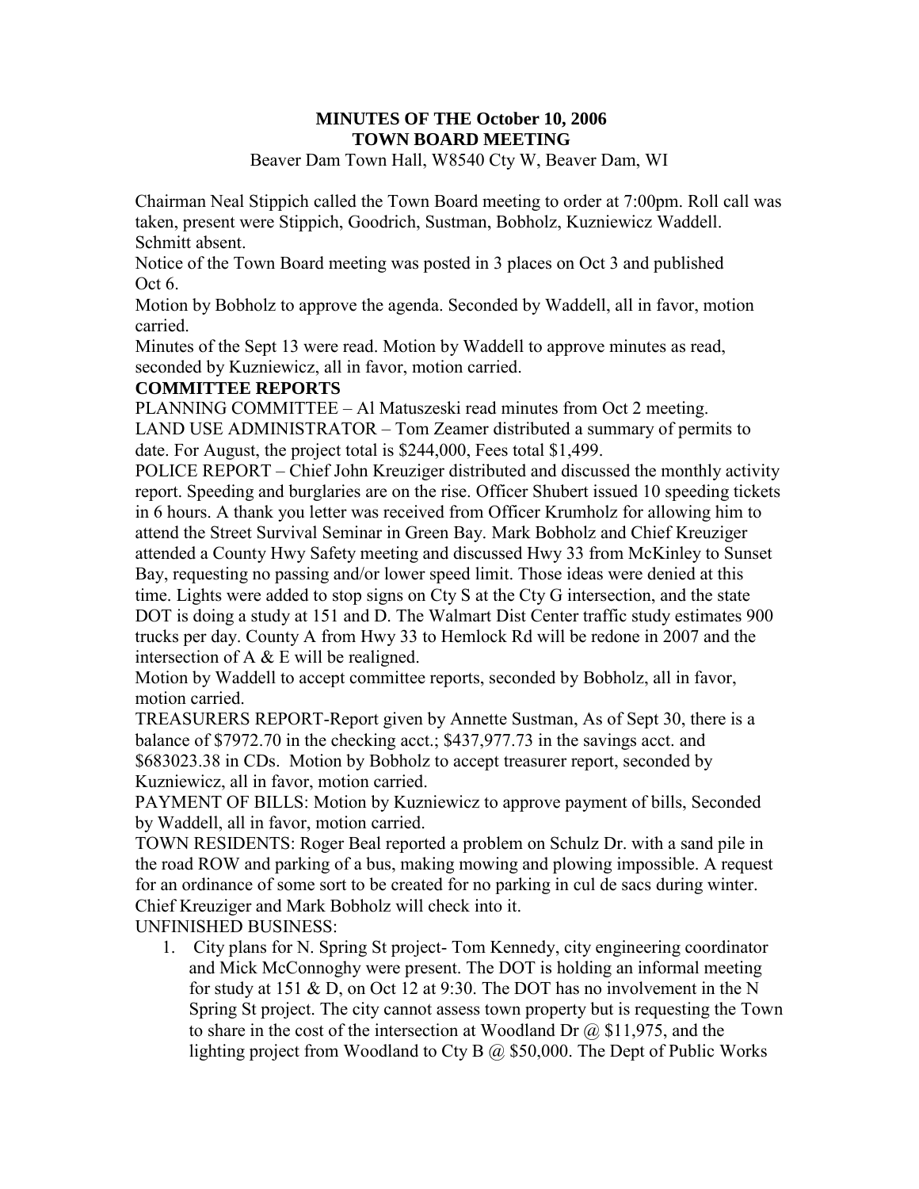**MINUTES OF THE October 10, 2006**
**TOWN BOARD MEETING**

Beaver Dam Town Hall, W8540 Cty W, Beaver Dam, WI

Chairman Neal Stippich called the Town Board meeting to order at 7:00pm. Roll call was taken, present were Stippich, Goodrich, Sustman, Bobholz, Kuzniewicz Waddell. Schmitt absent.

Notice of the Town Board meeting was posted in 3 places on Oct 3 and published Oct 6.

Motion by Bobholz to approve the agenda. Seconded by Waddell, all in favor, motion carried.

Minutes of the Sept 13 were read. Motion by Waddell to approve minutes as read, seconded by Kuzniewicz, all in favor, motion carried.

**COMMITTEE REPORTS**

PLANNING COMMITTEE – Al Matuszeski read minutes from Oct 2 meeting.

LAND USE ADMINISTRATOR – Tom Zeamer distributed a summary of permits to date. For August, the project total is $244,000, Fees total $1,499.

POLICE REPORT – Chief John Kreuziger distributed and discussed the monthly activity report. Speeding and burglaries are on the rise. Officer Shubert issued 10 speeding tickets in 6 hours. A thank you letter was received from Officer Krumholz for allowing him to attend the Street Survival Seminar in Green Bay. Mark Bobholz and Chief Kreuziger attended a County Hwy Safety meeting and discussed Hwy 33 from McKinley to Sunset Bay, requesting no passing and/or lower speed limit. Those ideas were denied at this time. Lights were added to stop signs on Cty S at the Cty G intersection, and the state DOT is doing a study at 151 and D. The Walmart Dist Center traffic study estimates 900 trucks per day. County A from Hwy 33 to Hemlock Rd will be redone in 2007 and the intersection of A & E will be realigned.

Motion by Waddell to accept committee reports, seconded by Bobholz, all in favor, motion carried.

TREASURERS REPORT-Report given by Annette Sustman, As of Sept 30, there is a balance of $7972.70 in the checking acct.; $437,977.73 in the savings acct. and $683023.38 in CDs. Motion by Bobholz to accept treasurer report, seconded by Kuzniewicz, all in favor, motion carried.

PAYMENT OF BILLS: Motion by Kuzniewicz to approve payment of bills, Seconded by Waddell, all in favor, motion carried.

TOWN RESIDENTS: Roger Beal reported a problem on Schulz Dr. with a sand pile in the road ROW and parking of a bus, making mowing and plowing impossible. A request for an ordinance of some sort to be created for no parking in cul de sacs during winter. Chief Kreuziger and Mark Bobholz will check into it.

UNFINISHED BUSINESS:

1. City plans for N. Spring St project- Tom Kennedy, city engineering coordinator and Mick McConnoghy were present. The DOT is holding an informal meeting for study at 151 & D, on Oct 12 at 9:30. The DOT has no involvement in the N Spring St project. The city cannot assess town property but is requesting the Town to share in the cost of the intersection at Woodland Dr @ $11,975, and the lighting project from Woodland to Cty B @ $50,000. The Dept of Public Works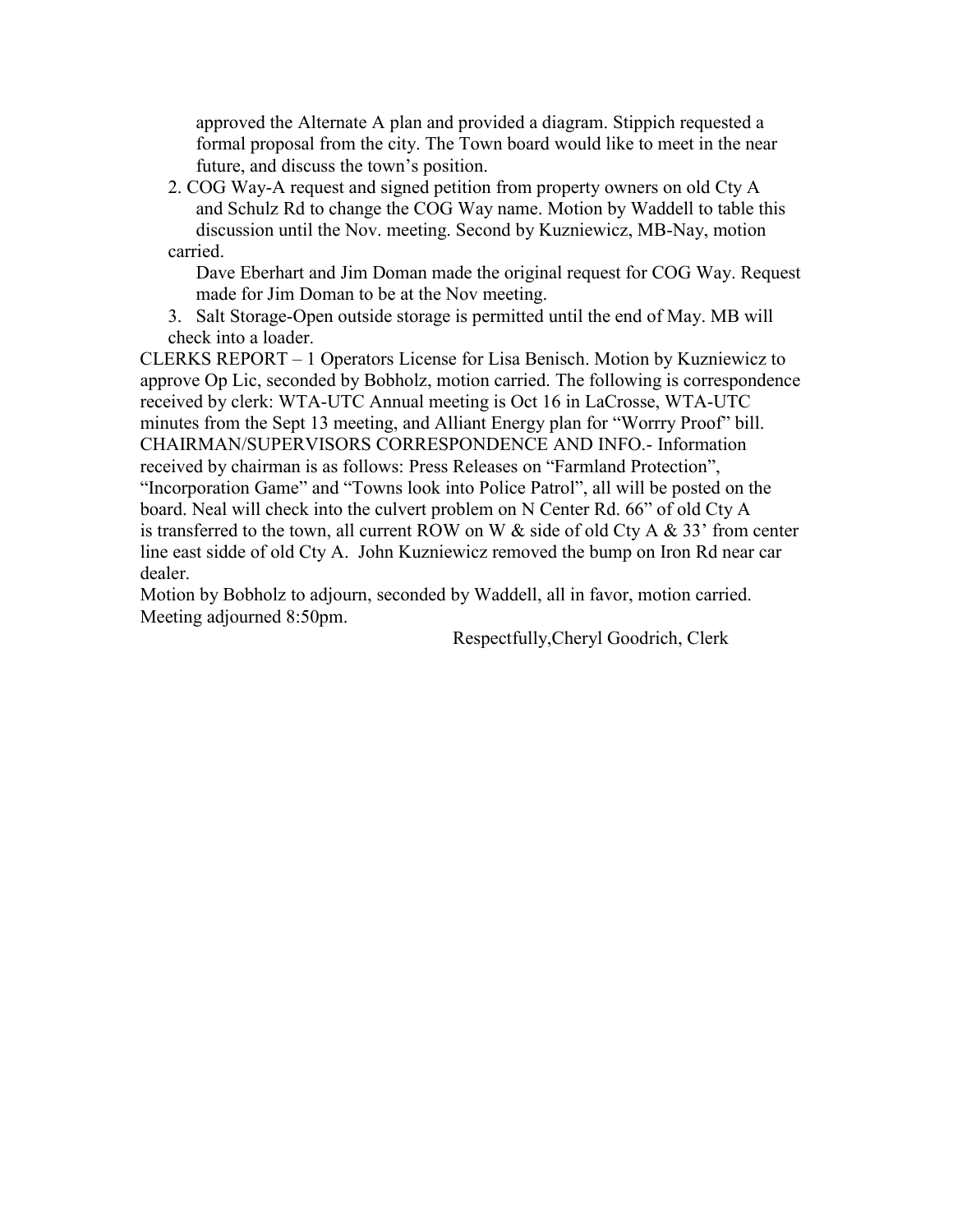approved the Alternate A plan and provided a diagram. Stippich requested a formal proposal from the city. The Town board would like to meet in the near future, and discuss the town's position.

2. COG Way-A request and signed petition from property owners on old Cty A and Schulz Rd to change the COG Way name. Motion by Waddell to table this discussion until the Nov. meeting. Second by Kuzniewicz, MB-Nay, motion carried.

   Dave Eberhart and Jim Doman made the original request for COG Way. Request made for Jim Doman to be at the Nov meeting.

3. Salt Storage-Open outside storage is permitted until the end of May. MB will check into a loader.

CLERKS REPORT – 1 Operators License for Lisa Benisch. Motion by Kuzniewicz to approve Op Lic, seconded by Bobholz, motion carried. The following is correspondence received by clerk: WTA-UTC Annual meeting is Oct 16 in LaCrosse, WTA-UTC minutes from the Sept 13 meeting, and Alliant Energy plan for "Worrry Proof" bill.

CHAIRMAN/SUPERVISORS CORRESPONDENCE AND INFO.- Information received by chairman is as follows: Press Releases on "Farmland Protection", "Incorporation Game" and "Towns look into Police Patrol", all will be posted on the board. Neal will check into the culvert problem on N Center Rd. 66" of old Cty A is transferred to the town, all current ROW on W & side of old Cty A & 33' from center line east sidde of old Cty A. John Kuzniewicz removed the bump on Iron Rd near car dealer.

Motion by Bobholz to adjourn, seconded by Waddell, all in favor, motion carried. Meeting adjourned 8:50pm.

Respectfully,Cheryl Goodrich, Clerk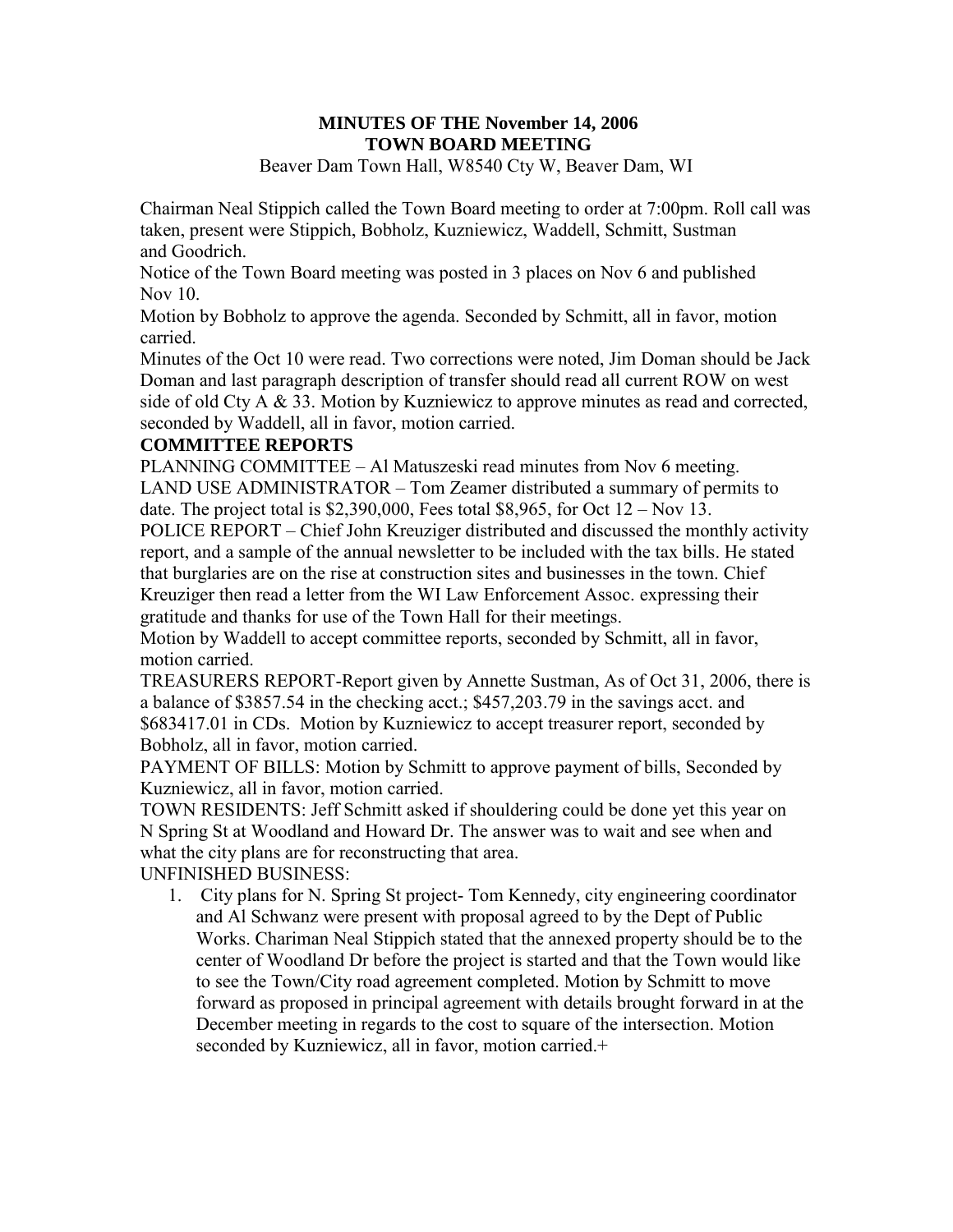**MINUTES OF THE November 14, 2006**
**TOWN BOARD MEETING**

Beaver Dam Town Hall, W8540 Cty W, Beaver Dam, WI

Chairman Neal Stippich called the Town Board meeting to order at 7:00pm. Roll call was taken, present were Stippich, Bobholz, Kuzniewicz, Waddell, Schmitt, Sustman and Goodrich.

Notice of the Town Board meeting was posted in 3 places on Nov 6 and published Nov 10.

Motion by Bobholz to approve the agenda. Seconded by Schmitt, all in favor, motion carried.

Minutes of the Oct 10 were read. Two corrections were noted, Jim Doman should be Jack Doman and last paragraph description of transfer should read all current ROW on west side of old Cty A & 33. Motion by Kuzniewicz to approve minutes as read and corrected, seconded by Waddell, all in favor, motion carried.

**COMMITTEE REPORTS**

PLANNING COMMITTEE – Al Matuszeski read minutes from Nov 6 meeting.

LAND USE ADMINISTRATOR – Tom Zeamer distributed a summary of permits to date. The project total is $2,390,000, Fees total $8,965, for Oct 12 – Nov 13.

POLICE REPORT – Chief John Kreuziger distributed and discussed the monthly activity report, and a sample of the annual newsletter to be included with the tax bills. He stated that burglaries are on the rise at construction sites and businesses in the town. Chief Kreuziger then read a letter from the WI Law Enforcement Assoc. expressing their gratitude and thanks for use of the Town Hall for their meetings.

Motion by Waddell to accept committee reports, seconded by Schmitt, all in favor, motion carried.

TREASURERS REPORT-Report given by Annette Sustman, As of Oct 31, 2006, there is a balance of $3857.54 in the checking acct.; $457,203.79 in the savings acct. and $683417.01 in CDs. Motion by Kuzniewicz to accept treasurer report, seconded by Bobholz, all in favor, motion carried.

PAYMENT OF BILLS: Motion by Schmitt to approve payment of bills, Seconded by Kuzniewicz, all in favor, motion carried.

TOWN RESIDENTS: Jeff Schmitt asked if shouldering could be done yet this year on N Spring St at Woodland and Howard Dr. The answer was to wait and see when and what the city plans are for reconstructing that area.

UNFINISHED BUSINESS:

1. City plans for N. Spring St project- Tom Kennedy, city engineering coordinator and Al Schwanz were present with proposal agreed to by the Dept of Public Works. Chariman Neal Stippich stated that the annexed property should be to the center of Woodland Dr before the project is started and that the Town would like to see the Town/City road agreement completed. Motion by Schmitt to move forward as proposed in principal agreement with details brought forward in at the December meeting in regards to the cost to square of the intersection. Motion seconded by Kuzniewicz, all in favor, motion carried.+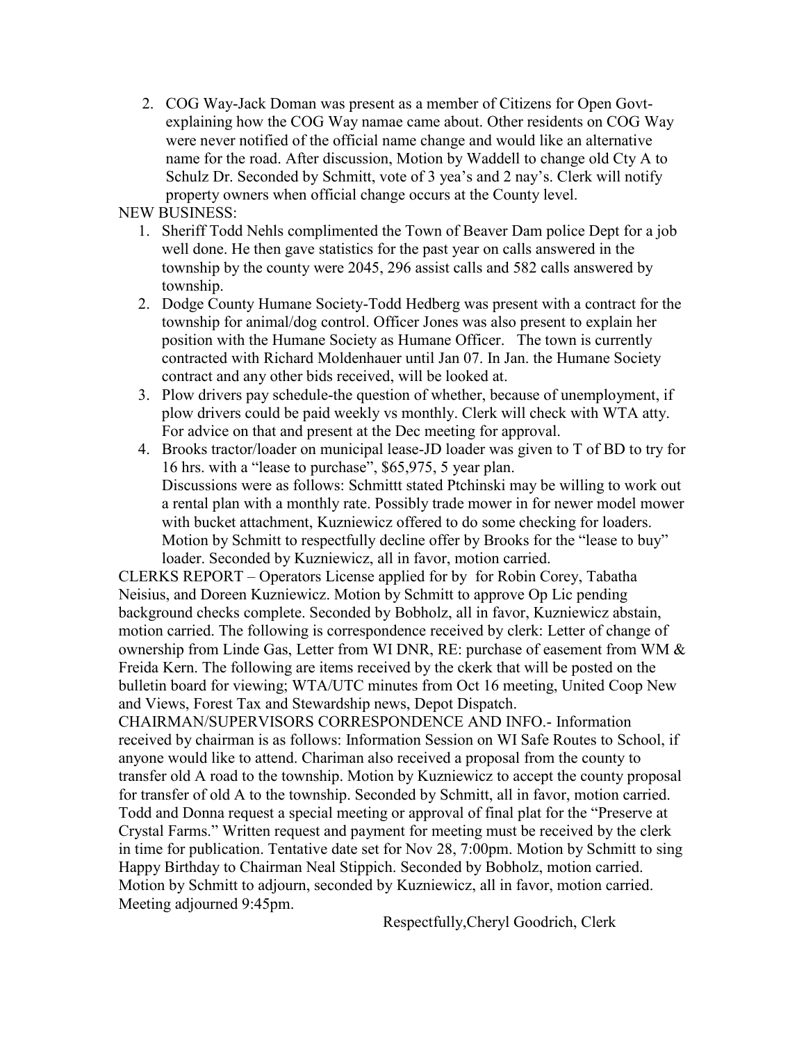2. COG Way-Jack Doman was present as a member of Citizens for Open Govt-explaining how the COG Way namae came about. Other residents on COG Way were never notified of the official name change and would like an alternative name for the road. After discussion, Motion by Waddell to change old Cty A to Schulz Dr. Seconded by Schmitt, vote of 3 yea's and 2 nay's. Clerk will notify property owners when official change occurs at the County level.

NEW BUSINESS:

1. Sheriff Todd Nehls complimented the Town of Beaver Dam police Dept for a job well done. He then gave statistics for the past year on calls answered in the township by the county were 2045, 296 assist calls and 582 calls answered by township.
2. Dodge County Humane Society-Todd Hedberg was present with a contract for the township for animal/dog control. Officer Jones was also present to explain her position with the Humane Society as Humane Officer. The town is currently contracted with Richard Moldenhauer until Jan 07. In Jan. the Humane Society contract and any other bids received, will be looked at.
3. Plow drivers pay schedule-the question of whether, because of unemployment, if plow drivers could be paid weekly vs monthly. Clerk will check with WTA atty. For advice on that and present at the Dec meeting for approval.
4. Brooks tractor/loader on municipal lease-JD loader was given to T of BD to try for 16 hrs. with a "lease to purchase", $65,975, 5 year plan.
   Discussions were as follows: Schmittt stated Ptchinski may be willing to work out a rental plan with a monthly rate. Possibly trade mower in for newer model mower with bucket attachment, Kuzniewicz offered to do some checking for loaders. Motion by Schmitt to respectfully decline offer by Brooks for the "lease to buy" loader. Seconded by Kuzniewicz, all in favor, motion carried.

CLERKS REPORT – Operators License applied for by for Robin Corey, Tabatha Neisius, and Doreen Kuzniewicz. Motion by Schmitt to approve Op Lic pending background checks complete. Seconded by Bobholz, all in favor, Kuzniewicz abstain, motion carried. The following is correspondence received by clerk: Letter of change of ownership from Linde Gas, Letter from WI DNR, RE: purchase of easement from WM & Freida Kern. The following are items received by the ckerk that will be posted on the bulletin board for viewing; WTA/UTC minutes from Oct 16 meeting, United Coop New and Views, Forest Tax and Stewardship news, Depot Dispatch.

CHAIRMAN/SUPERVISORS CORRESPONDENCE AND INFO.- Information received by chairman is as follows: Information Session on WI Safe Routes to School, if anyone would like to attend. Chariman also received a proposal from the county to transfer old A road to the township. Motion by Kuzniewicz to accept the county proposal for transfer of old A to the township. Seconded by Schmitt, all in favor, motion carried. Todd and Donna request a special meeting or approval of final plat for the "Preserve at Crystal Farms." Written request and payment for meeting must be received by the clerk in time for publication. Tentative date set for Nov 28, 7:00pm. Motion by Schmitt to sing Happy Birthday to Chairman Neal Stippich. Seconded by Bobholz, motion carried. Motion by Schmitt to adjourn, seconded by Kuzniewicz, all in favor, motion carried. Meeting adjourned 9:45pm.

Respectfully,Cheryl Goodrich, Clerk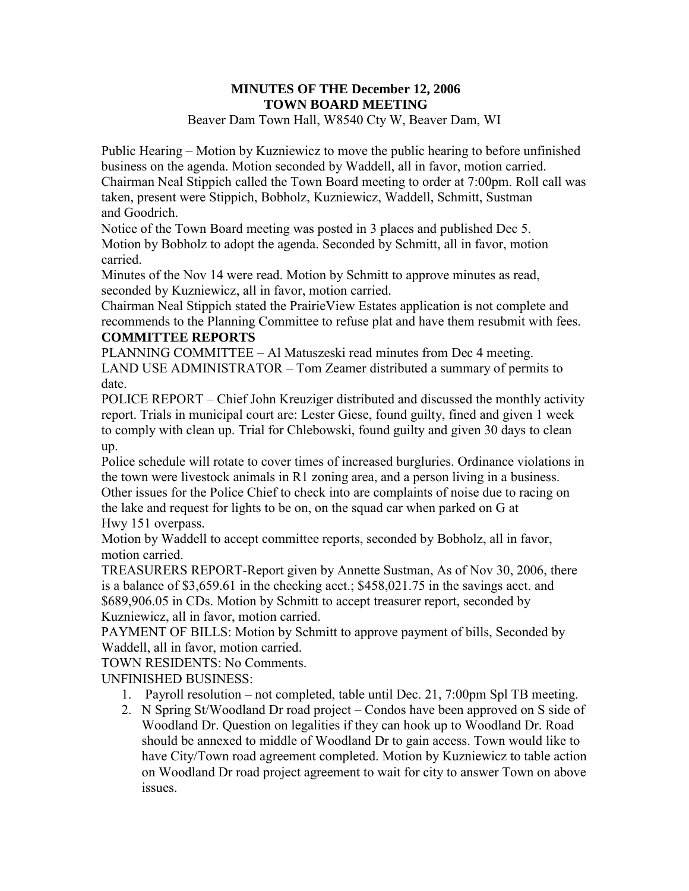**MINUTES OF THE December 12, 2006**
**TOWN BOARD MEETING**

Beaver Dam Town Hall, W8540 Cty W, Beaver Dam, WI

Public Hearing – Motion by Kuzniewicz to move the public hearing to before unfinished business on the agenda. Motion seconded by Waddell, all in favor, motion carried.
Chairman Neal Stippich called the Town Board meeting to order at 7:00pm. Roll call was taken, present were Stippich, Bobholz, Kuzniewicz, Waddell, Schmitt, Sustman and Goodrich.
Notice of the Town Board meeting was posted in 3 places and published Dec 5.
Motion by Bobholz to adopt the agenda. Seconded by Schmitt, all in favor, motion carried.
Minutes of the Nov 14 were read. Motion by Schmitt to approve minutes as read, seconded by Kuzniewicz, all in favor, motion carried.
Chairman Neal Stippich stated the PrairieView Estates application is not complete and recommends to the Planning Committee to refuse plat and have them resubmit with fees.

**COMMITTEE REPORTS**

PLANNING COMMITTEE – Al Matuszeski read minutes from Dec 4 meeting.
LAND USE ADMINISTRATOR – Tom Zeamer distributed a summary of permits to date.
POLICE REPORT – Chief John Kreuziger distributed and discussed the monthly activity report. Trials in municipal court are: Lester Giese, found guilty, fined and given 1 week to comply with clean up. Trial for Chlebowski, found guilty and given 30 days to clean up.
Police schedule will rotate to cover times of increased burglaries. Ordinance violations in the town were livestock animals in R1 zoning area, and a person living in a business. Other issues for the Police Chief to check into are complaints of noise due to racing on the lake and request for lights to be on, on the squad car when parked on G at Hwy 151 overpass.
Motion by Waddell to accept committee reports, seconded by Bobholz, all in favor, motion carried.
TREASURERS REPORT-Report given by Annette Sustman, As of Nov 30, 2006, there is a balance of $3,659.61 in the checking acct.; $458,021.75 in the savings acct. and $689,906.05 in CDs. Motion by Schmitt to accept treasurer report, seconded by Kuzniewicz, all in favor, motion carried.
PAYMENT OF BILLS: Motion by Schmitt to approve payment of bills, Seconded by Waddell, all in favor, motion carried.
TOWN RESIDENTS: No Comments.
UNFINISHED BUSINESS:

1. Payroll resolution – not completed, table until Dec. 21, 7:00pm Spl TB meeting.
2. N Spring St/Woodland Dr road project – Condos have been approved on S side of Woodland Dr. Question on legalities if they can hook up to Woodland Dr. Road should be annexed to middle of Woodland Dr to gain access. Town would like to have City/Town road agreement completed. Motion by Kuzniewicz to table action on Woodland Dr road project agreement to wait for city to answer Town on above issues.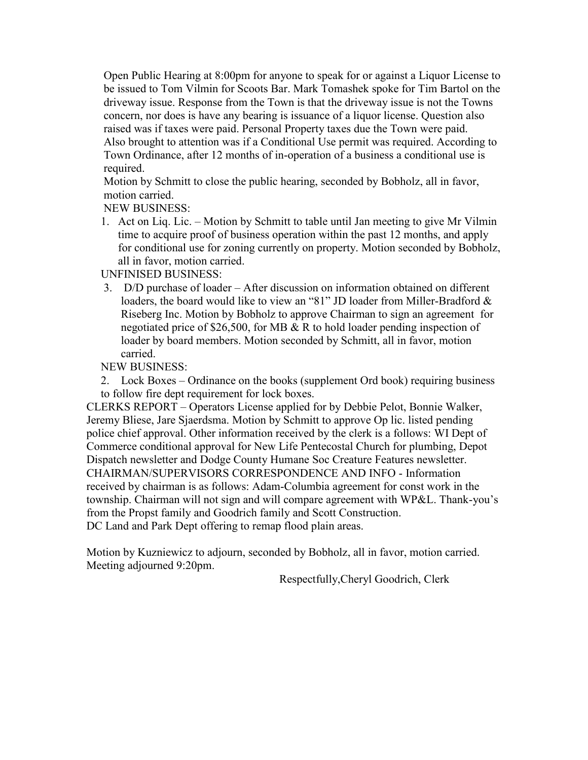Open Public Hearing at 8:00pm for anyone to speak for or against a Liquor License to be issued to Tom Vilmin for Scoots Bar. Mark Tomashek spoke for Tim Bartol on the driveway issue. Response from the Town is that the driveway issue is not the Towns concern, nor does is have any bearing is issuance of a liquor license. Question also raised was if taxes were paid. Personal Property taxes due the Town were paid. Also brought to attention was if a Conditional Use permit was required. According to Town Ordinance, after 12 months of in-operation of a business a conditional use is required.

Motion by Schmitt to close the public hearing, seconded by Bobholz, all in favor, motion carried.

NEW BUSINESS:

1. Act on Liq. Lic. – Motion by Schmitt to table until Jan meeting to give Mr Vilmin time to acquire proof of business operation within the past 12 months, and apply for conditional use for zoning currently on property. Motion seconded by Bobholz, all in favor, motion carried.

UNFINISED BUSINESS:

3. D/D purchase of loader – After discussion on information obtained on different loaders, the board would like to view an "81" JD loader from Miller-Bradford & Riseberg Inc. Motion by Bobholz to approve Chairman to sign an agreement for negotiated price of $26,500, for MB & R to hold loader pending inspection of loader by board members. Motion seconded by Schmitt, all in favor, motion carried.

NEW BUSINESS:

2. Lock Boxes – Ordinance on the books (supplement Ord book) requiring business to follow fire dept requirement for lock boxes.

CLERKS REPORT – Operators License applied for by Debbie Pelot, Bonnie Walker, Jeremy Bliese, Jare Sjaerdsma. Motion by Schmitt to approve Op lic. listed pending police chief approval. Other information received by the clerk is a follows: WI Dept of Commerce conditional approval for New Life Pentecostal Church for plumbing, Depot Dispatch newsletter and Dodge County Humane Soc Creature Features newsletter.

CHAIRMAN/SUPERVISORS CORRESPONDENCE AND INFO - Information received by chairman is as follows: Adam-Columbia agreement for const work in the township. Chairman will not sign and will compare agreement with WP&L. Thank-you's from the Propst family and Goodrich family and Scott Construction.

DC Land and Park Dept offering to remap flood plain areas.

Motion by Kuzniewicz to adjourn, seconded by Bobholz, all in favor, motion carried. Meeting adjourned 9:20pm.

Respectfully,Cheryl Goodrich, Clerk